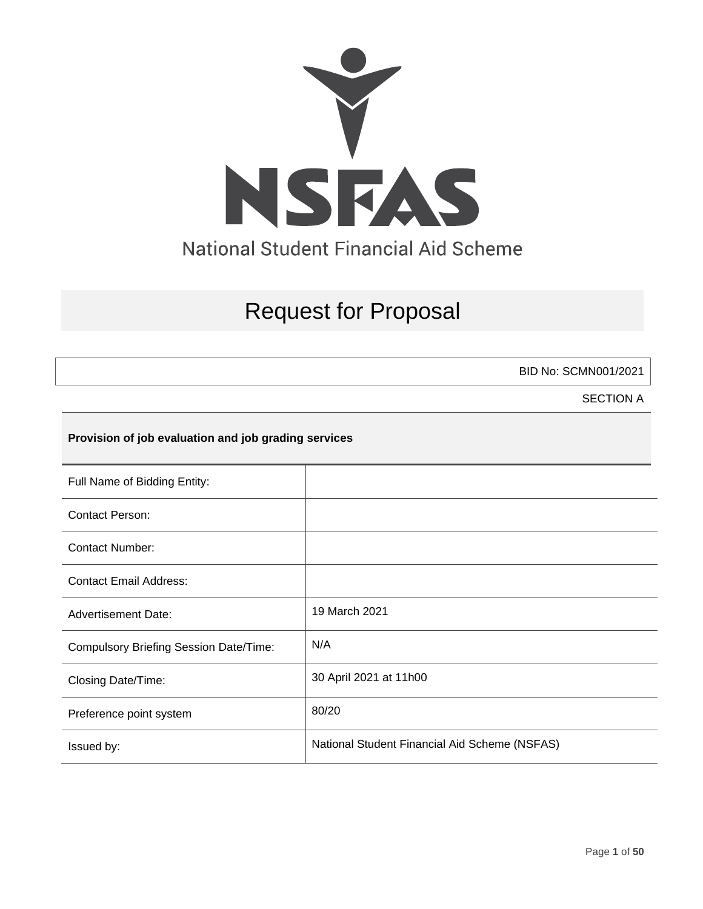# NSFAS

National Student Financial Aid Scheme

# Request for Proposal

BID No: SCMN001/2021

SECTION A

**Provision of job evaluation and job grading services**

| | |
|---|---|
| Full Name of Bidding Entity: | |
| Contact Person: | |
| Contact Number: | |
| Contact Email Address: | |
| Advertisement Date: | 19 March 2021 |
| Compulsory Briefing Session Date/Time: | N/A |
| Closing Date/Time: | 30 April 2021 at 11h00 |
| Preference point system | 80/20 |
| Issued by: | National Student Financial Aid Scheme (NSFAS) |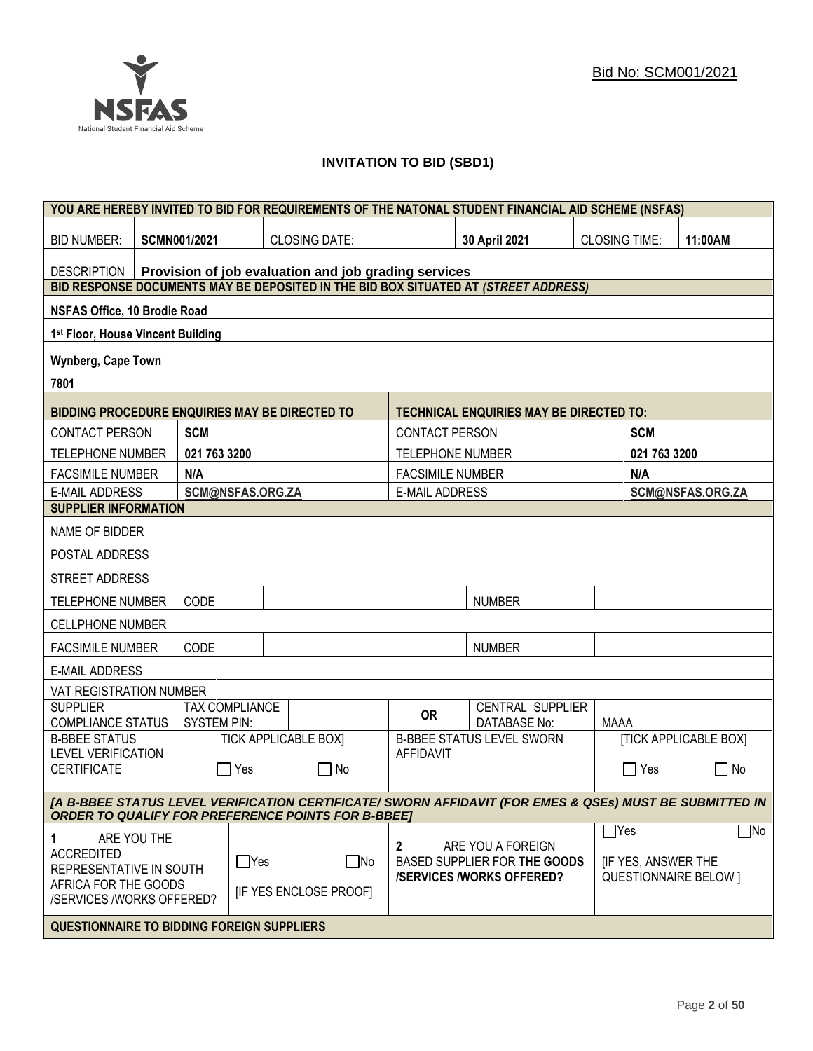Bid No: SCM001/2021

**INVITATION TO BID (SBD1)**

| YOU ARE HEREBY INVITED TO BID FOR REQUIREMENTS OF THE NATONAL STUDENT FINANCIAL AID SCHEME (NSFAS) | | | | | |
|---|---|---|---|---|---|
| BID NUMBER: | **SCMN001/2021** | CLOSING DATE: | **30 April 2021** | CLOSING TIME: | **11:00AM** |
| DESCRIPTION | **Provision of job evaluation and job grading services** | | | | |

**BID RESPONSE DOCUMENTS MAY BE DEPOSITED IN THE BID BOX SITUATED AT *(STREET ADDRESS)***

**NSFAS Office, 10 Brodie Road**

**1st Floor, House Vincent Building**

**Wynberg, Cape Town**

**7801**

| BIDDING PROCEDURE ENQUIRIES MAY BE DIRECTED TO | | TECHNICAL ENQUIRIES MAY BE DIRECTED TO: | |
|---|---|---|---|
| CONTACT PERSON | **SCM** | CONTACT PERSON | **SCM** |
| TELEPHONE NUMBER | **021 763 3200** | TELEPHONE NUMBER | **021 763 3200** |
| FACSIMILE NUMBER | **N/A** | FACSIMILE NUMBER | **N/A** |
| E-MAIL ADDRESS | **SCM@NSFAS.ORG.ZA** | E-MAIL ADDRESS | **SCM@NSFAS.ORG.ZA** |

**SUPPLIER INFORMATION**

| | | | | |
|---|---|---|---|---|
| NAME OF BIDDER | | | | |
| POSTAL ADDRESS | | | | |
| STREET ADDRESS | | | | |
| TELEPHONE NUMBER | CODE | | NUMBER | |
| CELLPHONE NUMBER | | | | |
| FACSIMILE NUMBER | CODE | | NUMBER | |
| E-MAIL ADDRESS | | | | |
| VAT REGISTRATION NUMBER | | | | |
| SUPPLIER COMPLIANCE STATUS | TAX COMPLIANCE SYSTEM PIN: | | OR | CENTRAL SUPPLIER DATABASE No: MAAA |
| B-BBEE STATUS LEVEL VERIFICATION CERTIFICATE | TICK APPLICABLE BOX] ☐ Yes ☐ No | | B-BBEE STATUS LEVEL SWORN AFFIDAVIT | [TICK APPLICABLE BOX] ☐ Yes ☐ No |

***[A B-BBEE STATUS LEVEL VERIFICATION CERTIFICATE/ SWORN AFFIDAVIT (FOR EMES & QSEs) MUST BE SUBMITTED IN ORDER TO QUALIFY FOR PREFERENCE POINTS FOR B-BBEE]***

| | | | |
|---|---|---|---|
| 1 ARE YOU THE ACCREDITED REPRESENTATIVE IN SOUTH AFRICA FOR THE GOODS /SERVICES /WORKS OFFERED? | ☐Yes ☐No [IF YES ENCLOSE PROOF] | 2 ARE YOU A FOREIGN BASED SUPPLIER FOR **THE GOODS /SERVICES /WORKS OFFERED?** | ☐Yes ☐No [IF YES, ANSWER THE QUESTIONNAIRE BELOW ] |

**QUESTIONNAIRE TO BIDDING FOREIGN SUPPLIERS**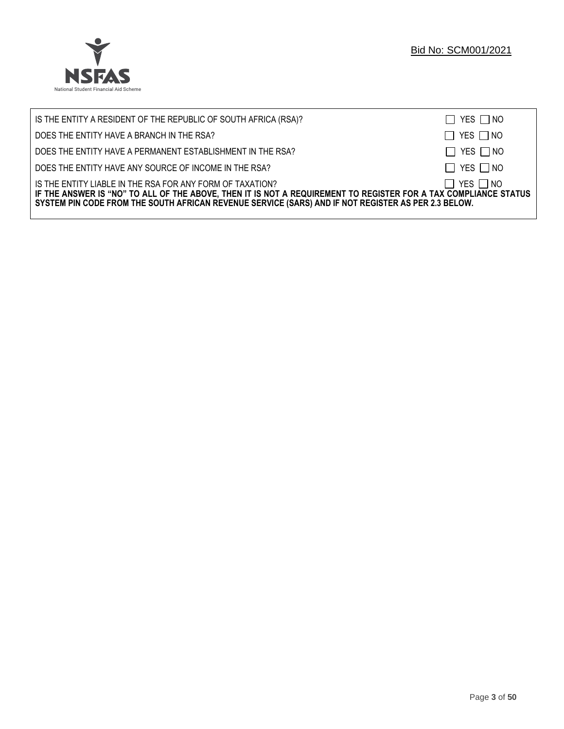| | |
|---|---|
| IS THE ENTITY A RESIDENT OF THE REPUBLIC OF SOUTH AFRICA (RSA)? | ☐ YES ☐ NO |
| DOES THE ENTITY HAVE A BRANCH IN THE RSA? | ☐ YES ☐ NO |
| DOES THE ENTITY HAVE A PERMANENT ESTABLISHMENT IN THE RSA? | ☐ YES ☐ NO |
| DOES THE ENTITY HAVE ANY SOURCE OF INCOME IN THE RSA? | ☐ YES ☐ NO |
| IS THE ENTITY LIABLE IN THE RSA FOR ANY FORM OF TAXATION? | ☐ YES ☐ NO |

**IF THE ANSWER IS "NO" TO ALL OF THE ABOVE, THEN IT IS NOT A REQUIREMENT TO REGISTER FOR A TAX COMPLIANCE STATUS SYSTEM PIN CODE FROM THE SOUTH AFRICAN REVENUE SERVICE (SARS) AND IF NOT REGISTER AS PER 2.3 BELOW.**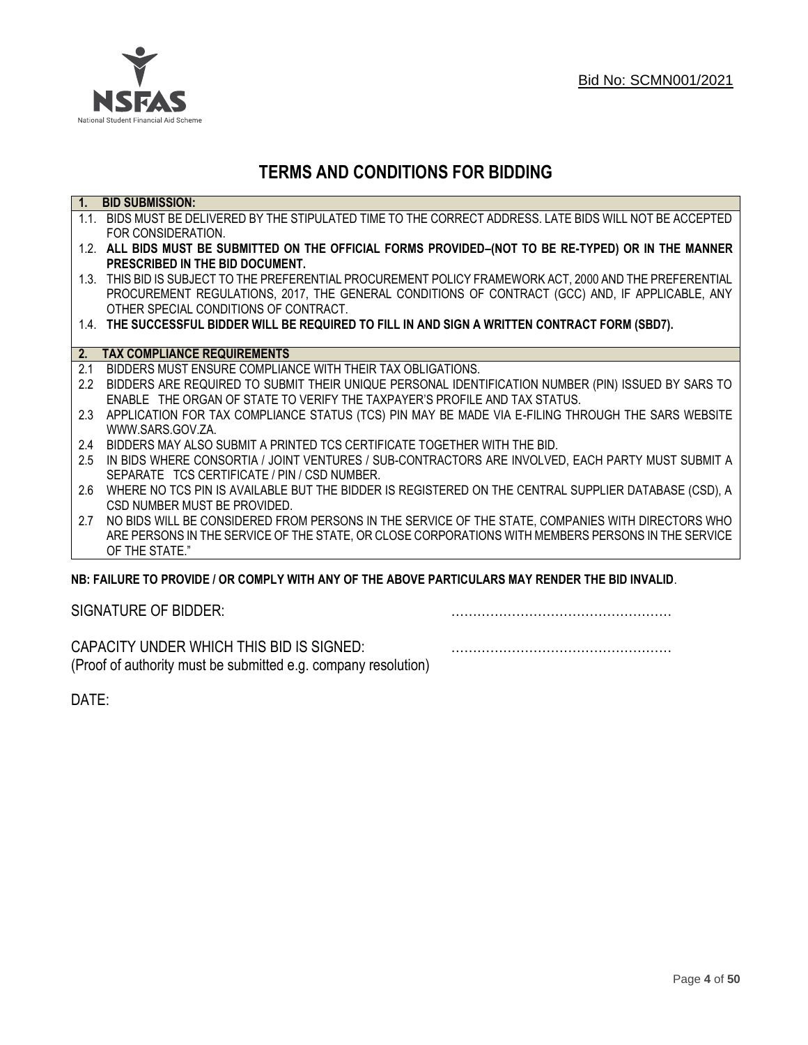Bid No: SCMN001/2021

# TERMS AND CONDITIONS FOR BIDDING

**1. BID SUBMISSION:**

1.1. BIDS MUST BE DELIVERED BY THE STIPULATED TIME TO THE CORRECT ADDRESS. LATE BIDS WILL NOT BE ACCEPTED FOR CONSIDERATION.

1.2. **ALL BIDS MUST BE SUBMITTED ON THE OFFICIAL FORMS PROVIDED–(NOT TO BE RE-TYPED) OR IN THE MANNER PRESCRIBED IN THE BID DOCUMENT.**

1.3. THIS BID IS SUBJECT TO THE PREFERENTIAL PROCUREMENT POLICY FRAMEWORK ACT, 2000 AND THE PREFERENTIAL PROCUREMENT REGULATIONS, 2017, THE GENERAL CONDITIONS OF CONTRACT (GCC) AND, IF APPLICABLE, ANY OTHER SPECIAL CONDITIONS OF CONTRACT.

1.4. **THE SUCCESSFUL BIDDER WILL BE REQUIRED TO FILL IN AND SIGN A WRITTEN CONTRACT FORM (SBD7).**

**2. TAX COMPLIANCE REQUIREMENTS**

2.1 BIDDERS MUST ENSURE COMPLIANCE WITH THEIR TAX OBLIGATIONS.

2.2 BIDDERS ARE REQUIRED TO SUBMIT THEIR UNIQUE PERSONAL IDENTIFICATION NUMBER (PIN) ISSUED BY SARS TO ENABLE THE ORGAN OF STATE TO VERIFY THE TAXPAYER'S PROFILE AND TAX STATUS.

2.3 APPLICATION FOR TAX COMPLIANCE STATUS (TCS) PIN MAY BE MADE VIA E-FILING THROUGH THE SARS WEBSITE WWW.SARS.GOV.ZA.

2.4 BIDDERS MAY ALSO SUBMIT A PRINTED TCS CERTIFICATE TOGETHER WITH THE BID.

2.5 IN BIDS WHERE CONSORTIA / JOINT VENTURES / SUB-CONTRACTORS ARE INVOLVED, EACH PARTY MUST SUBMIT A SEPARATE TCS CERTIFICATE / PIN / CSD NUMBER.

2.6 WHERE NO TCS PIN IS AVAILABLE BUT THE BIDDER IS REGISTERED ON THE CENTRAL SUPPLIER DATABASE (CSD), A CSD NUMBER MUST BE PROVIDED.

2.7 NO BIDS WILL BE CONSIDERED FROM PERSONS IN THE SERVICE OF THE STATE, COMPANIES WITH DIRECTORS WHO ARE PERSONS IN THE SERVICE OF THE STATE, OR CLOSE CORPORATIONS WITH MEMBERS PERSONS IN THE SERVICE OF THE STATE."

**NB: FAILURE TO PROVIDE / OR COMPLY WITH ANY OF THE ABOVE PARTICULARS MAY RENDER THE BID INVALID**.

SIGNATURE OF BIDDER: ……………………………………………

CAPACITY UNDER WHICH THIS BID IS SIGNED: ……………………………………………
(Proof of authority must be submitted e.g. company resolution)

DATE: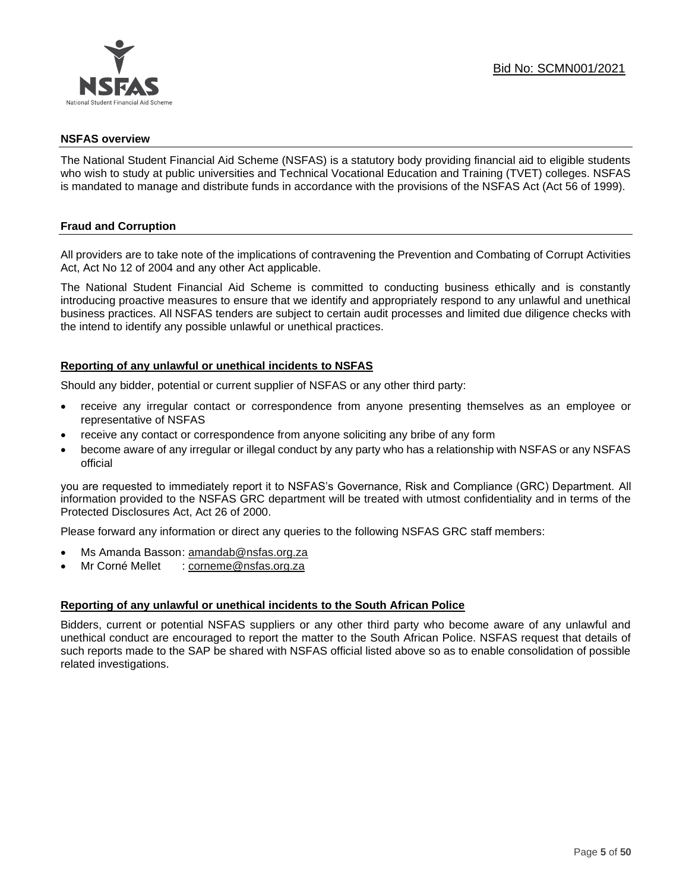## NSFAS overview

The National Student Financial Aid Scheme (NSFAS) is a statutory body providing financial aid to eligible students who wish to study at public universities and Technical Vocational Education and Training (TVET) colleges. NSFAS is mandated to manage and distribute funds in accordance with the provisions of the NSFAS Act (Act 56 of 1999).

## Fraud and Corruption

All providers are to take note of the implications of contravening the Prevention and Combating of Corrupt Activities Act, Act No 12 of 2004 and any other Act applicable.

The National Student Financial Aid Scheme is committed to conducting business ethically and is constantly introducing proactive measures to ensure that we identify and appropriately respond to any unlawful and unethical business practices. All NSFAS tenders are subject to certain audit processes and limited due diligence checks with the intend to identify any possible unlawful or unethical practices.

### Reporting of any unlawful or unethical incidents to NSFAS

Should any bidder, potential or current supplier of NSFAS or any other third party:

- receive any irregular contact or correspondence from anyone presenting themselves as an employee or representative of NSFAS
- receive any contact or correspondence from anyone soliciting any bribe of any form
- become aware of any irregular or illegal conduct by any party who has a relationship with NSFAS or any NSFAS official

you are requested to immediately report it to NSFAS's Governance, Risk and Compliance (GRC) Department. All information provided to the NSFAS GRC department will be treated with utmost confidentiality and in terms of the Protected Disclosures Act, Act 26 of 2000.

Please forward any information or direct any queries to the following NSFAS GRC staff members:

- Ms Amanda Basson: amandab@nsfas.org.za
- Mr Corné Mellet : corneme@nsfas.org.za

### Reporting of any unlawful or unethical incidents to the South African Police

Bidders, current or potential NSFAS suppliers or any other third party who become aware of any unlawful and unethical conduct are encouraged to report the matter to the South African Police. NSFAS request that details of such reports made to the SAP be shared with NSFAS official listed above so as to enable consolidation of possible related investigations.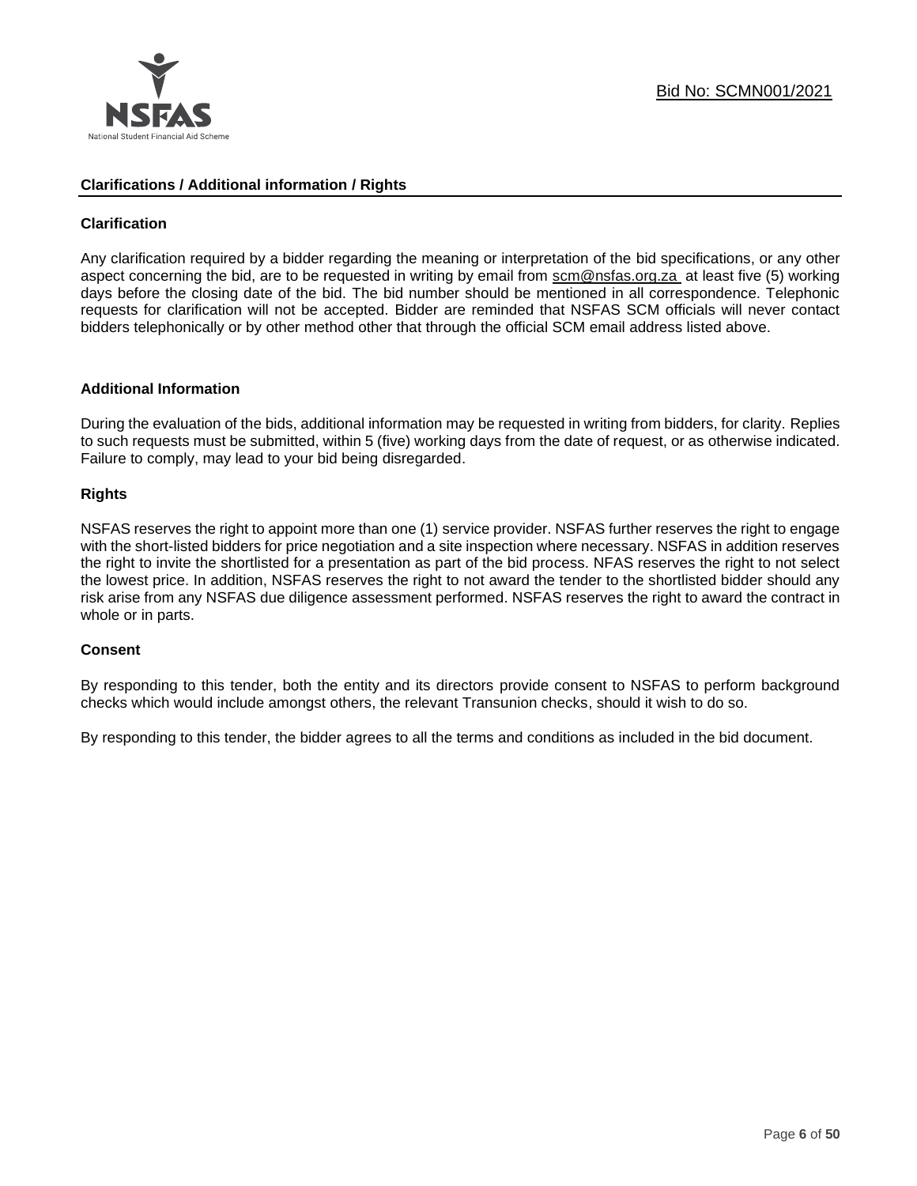## Clarifications / Additional information / Rights

### Clarification

Any clarification required by a bidder regarding the meaning or interpretation of the bid specifications, or any other aspect concerning the bid, are to be requested in writing by email from scm@nsfas.org.za at least five (5) working days before the closing date of the bid. The bid number should be mentioned in all correspondence. Telephonic requests for clarification will not be accepted. Bidder are reminded that NSFAS SCM officials will never contact bidders telephonically or by other method other that through the official SCM email address listed above.

### Additional Information

During the evaluation of the bids, additional information may be requested in writing from bidders, for clarity. Replies to such requests must be submitted, within 5 (five) working days from the date of request, or as otherwise indicated. Failure to comply, may lead to your bid being disregarded.

### Rights

NSFAS reserves the right to appoint more than one (1) service provider. NSFAS further reserves the right to engage with the short-listed bidders for price negotiation and a site inspection where necessary. NSFAS in addition reserves the right to invite the shortlisted for a presentation as part of the bid process. NFAS reserves the right to not select the lowest price. In addition, NSFAS reserves the right to not award the tender to the shortlisted bidder should any risk arise from any NSFAS due diligence assessment performed. NSFAS reserves the right to award the contract in whole or in parts.

### Consent

By responding to this tender, both the entity and its directors provide consent to NSFAS to perform background checks which would include amongst others, the relevant Transunion checks, should it wish to do so.

By responding to this tender, the bidder agrees to all the terms and conditions as included in the bid document.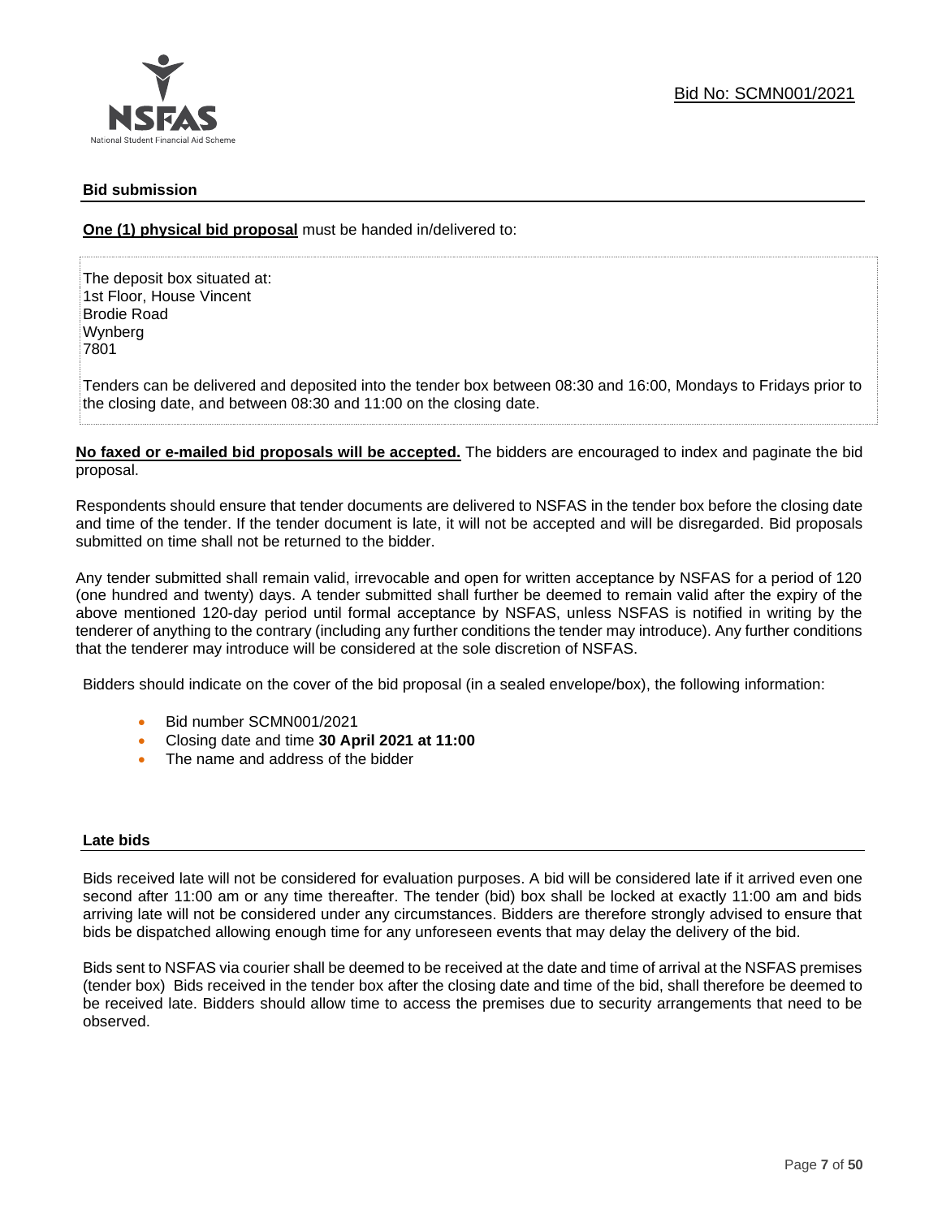## Bid submission

**One (1) physical bid proposal** must be handed in/delivered to:

The deposit box situated at:
1st Floor, House Vincent
Brodie Road
Wynberg
7801

Tenders can be delivered and deposited into the tender box between 08:30 and 16:00, Mondays to Fridays prior to the closing date, and between 08:30 and 11:00 on the closing date.

**No faxed or e-mailed bid proposals will be accepted.** The bidders are encouraged to index and paginate the bid proposal.

Respondents should ensure that tender documents are delivered to NSFAS in the tender box before the closing date and time of the tender. If the tender document is late, it will not be accepted and will be disregarded. Bid proposals submitted on time shall not be returned to the bidder.

Any tender submitted shall remain valid, irrevocable and open for written acceptance by NSFAS for a period of 120 (one hundred and twenty) days. A tender submitted shall further be deemed to remain valid after the expiry of the above mentioned 120-day period until formal acceptance by NSFAS, unless NSFAS is notified in writing by the tenderer of anything to the contrary (including any further conditions the tender may introduce). Any further conditions that the tenderer may introduce will be considered at the sole discretion of NSFAS.

Bidders should indicate on the cover of the bid proposal (in a sealed envelope/box), the following information:

- Bid number SCMN001/2021
- Closing date and time **30 April 2021 at 11:00**
- The name and address of the bidder

## Late bids

Bids received late will not be considered for evaluation purposes. A bid will be considered late if it arrived even one second after 11:00 am or any time thereafter. The tender (bid) box shall be locked at exactly 11:00 am and bids arriving late will not be considered under any circumstances. Bidders are therefore strongly advised to ensure that bids be dispatched allowing enough time for any unforeseen events that may delay the delivery of the bid.

Bids sent to NSFAS via courier shall be deemed to be received at the date and time of arrival at the NSFAS premises (tender box) Bids received in the tender box after the closing date and time of the bid, shall therefore be deemed to be received late. Bidders should allow time to access the premises due to security arrangements that need to be observed.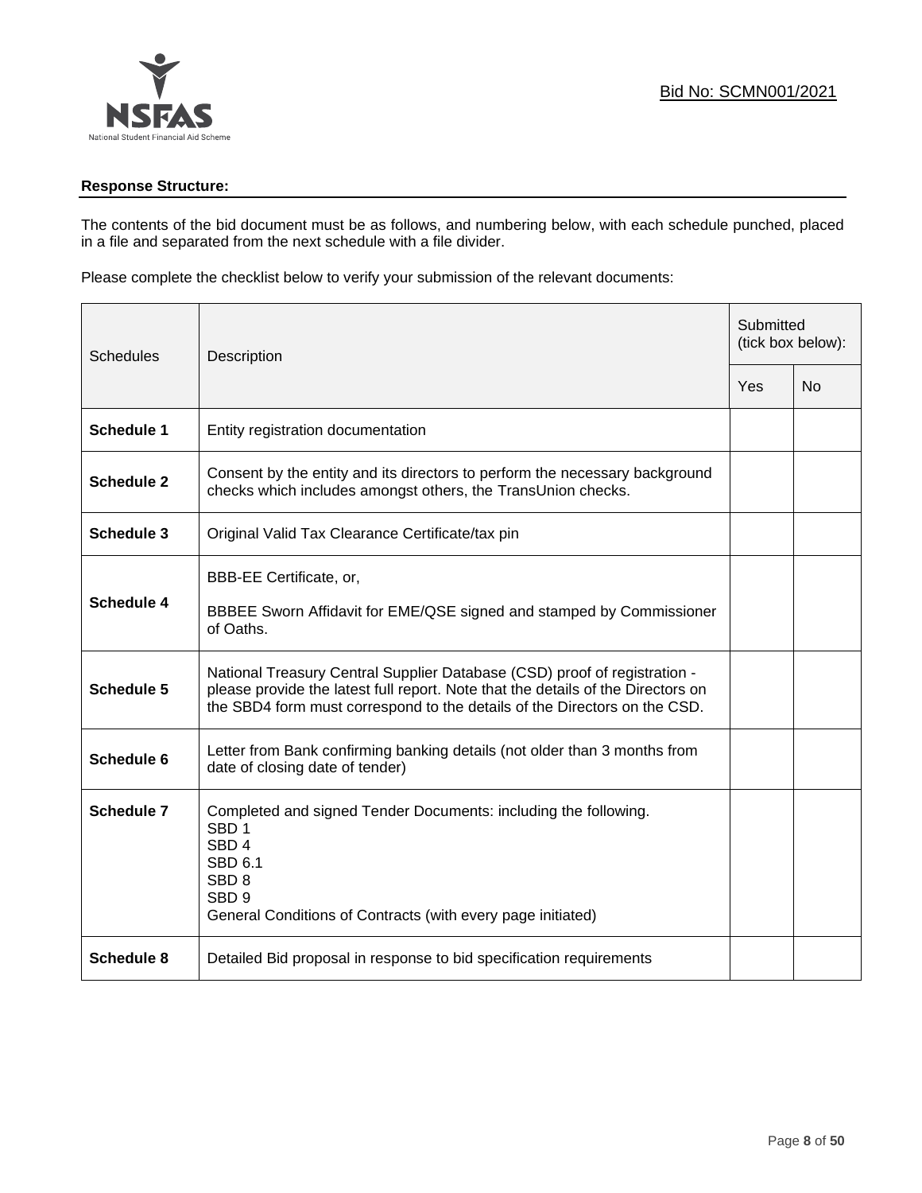Bid No: SCMN001/2021

**Response Structure:**

The contents of the bid document must be as follows, and numbering below, with each schedule punched, placed in a file and separated from the next schedule with a file divider.

Please complete the checklist below to verify your submission of the relevant documents:

| Schedules | Description | Submitted (tick box below): | |
|---|---|---|---|
| | | Yes | No |
| **Schedule 1** | Entity registration documentation | | |
| **Schedule 2** | Consent by the entity and its directors to perform the necessary background checks which includes amongst others, the TransUnion checks. | | |
| **Schedule 3** | Original Valid Tax Clearance Certificate/tax pin | | |
| **Schedule 4** | BBB-EE Certificate, or,<br><br>BBBEE Sworn Affidavit for EME/QSE signed and stamped by Commissioner of Oaths. | | |
| **Schedule 5** | National Treasury Central Supplier Database (CSD) proof of registration - please provide the latest full report. Note that the details of the Directors on the SBD4 form must correspond to the details of the Directors on the CSD. | | |
| **Schedule 6** | Letter from Bank confirming banking details (not older than 3 months from date of closing date of tender) | | |
| **Schedule 7** | Completed and signed Tender Documents: including the following.<br>SBD 1<br>SBD 4<br>SBD 6.1<br>SBD 8<br>SBD 9<br>General Conditions of Contracts (with every page initiated) | | |
| **Schedule 8** | Detailed Bid proposal in response to bid specification requirements | | |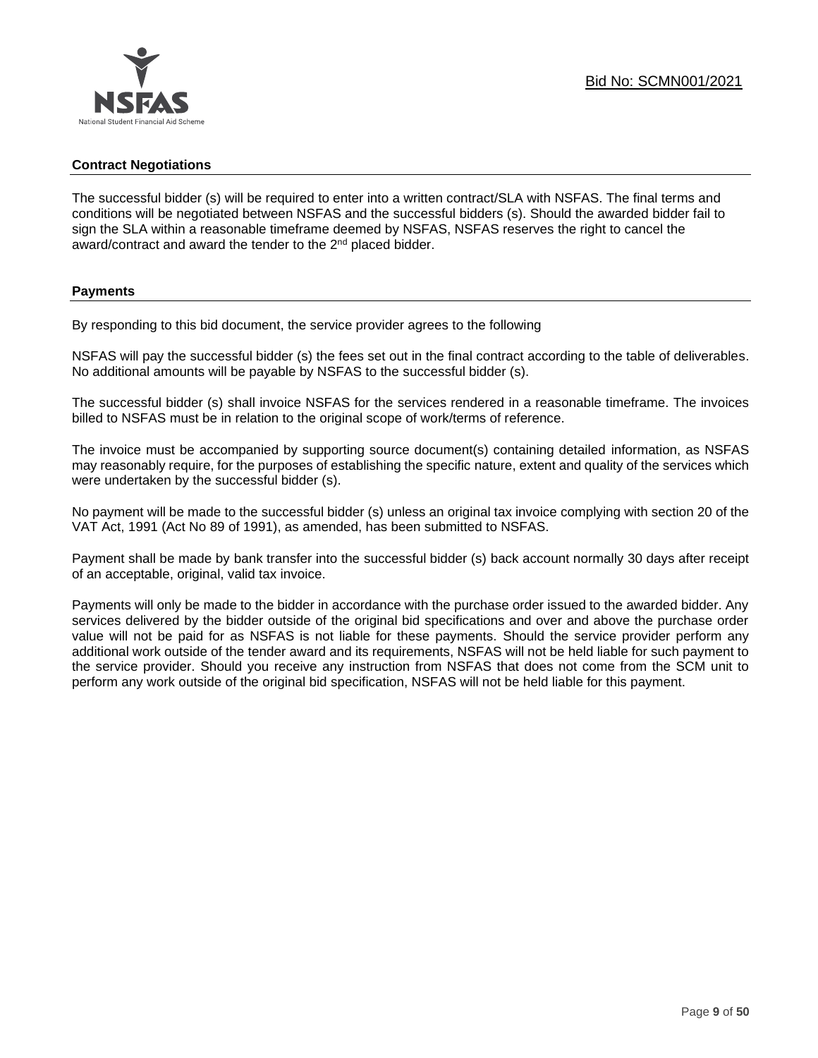## Contract Negotiations

The successful bidder (s) will be required to enter into a written contract/SLA with NSFAS. The final terms and conditions will be negotiated between NSFAS and the successful bidders (s). Should the awarded bidder fail to sign the SLA within a reasonable timeframe deemed by NSFAS, NSFAS reserves the right to cancel the award/contract and award the tender to the 2nd placed bidder.

## Payments

By responding to this bid document, the service provider agrees to the following

NSFAS will pay the successful bidder (s) the fees set out in the final contract according to the table of deliverables. No additional amounts will be payable by NSFAS to the successful bidder (s).

The successful bidder (s) shall invoice NSFAS for the services rendered in a reasonable timeframe. The invoices billed to NSFAS must be in relation to the original scope of work/terms of reference.

The invoice must be accompanied by supporting source document(s) containing detailed information, as NSFAS may reasonably require, for the purposes of establishing the specific nature, extent and quality of the services which were undertaken by the successful bidder (s).

No payment will be made to the successful bidder (s) unless an original tax invoice complying with section 20 of the VAT Act, 1991 (Act No 89 of 1991), as amended, has been submitted to NSFAS.

Payment shall be made by bank transfer into the successful bidder (s) back account normally 30 days after receipt of an acceptable, original, valid tax invoice.

Payments will only be made to the bidder in accordance with the purchase order issued to the awarded bidder. Any services delivered by the bidder outside of the original bid specifications and over and above the purchase order value will not be paid for as NSFAS is not liable for these payments. Should the service provider perform any additional work outside of the tender award and its requirements, NSFAS will not be held liable for such payment to the service provider. Should you receive any instruction from NSFAS that does not come from the SCM unit to perform any work outside of the original bid specification, NSFAS will not be held liable for this payment.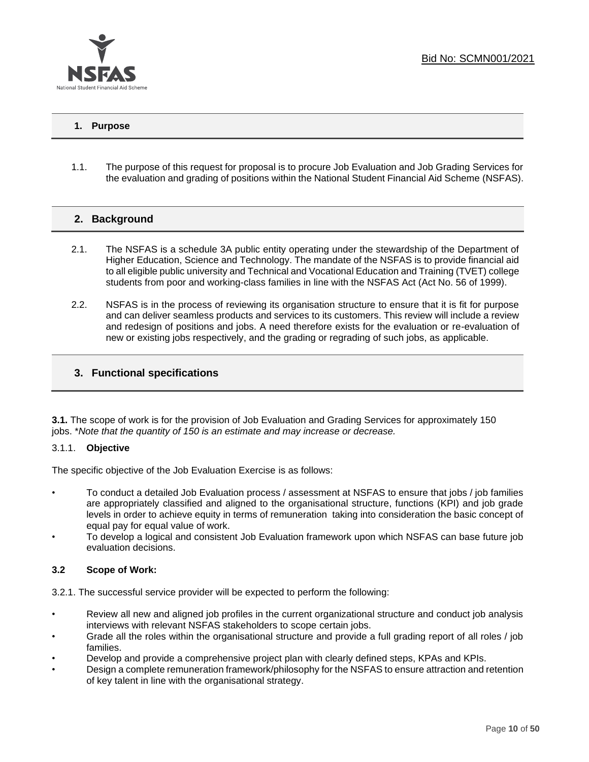## 1. Purpose

1.1. The purpose of this request for proposal is to procure Job Evaluation and Job Grading Services for the evaluation and grading of positions within the National Student Financial Aid Scheme (NSFAS).

## 2. Background

2.1. The NSFAS is a schedule 3A public entity operating under the stewardship of the Department of Higher Education, Science and Technology. The mandate of the NSFAS is to provide financial aid to all eligible public university and Technical and Vocational Education and Training (TVET) college students from poor and working-class families in line with the NSFAS Act (Act No. 56 of 1999).

2.2. NSFAS is in the process of reviewing its organisation structure to ensure that it is fit for purpose and can deliver seamless products and services to its customers. This review will include a review and redesign of positions and jobs. A need therefore exists for the evaluation or re-evaluation of new or existing jobs respectively, and the grading or regrading of such jobs, as applicable.

## 3. Functional specifications

**3.1.** The scope of work is for the provision of Job Evaluation and Grading Services for approximately 150 jobs. **Note that the quantity of 150 is an estimate and may increase or decrease.*

3.1.1. **Objective**

The specific objective of the Job Evaluation Exercise is as follows:

- To conduct a detailed Job Evaluation process / assessment at NSFAS to ensure that jobs / job families are appropriately classified and aligned to the organisational structure, functions (KPI) and job grade levels in order to achieve equity in terms of remuneration taking into consideration the basic concept of equal pay for equal value of work.
- To develop a logical and consistent Job Evaluation framework upon which NSFAS can base future job evaluation decisions.

**3.2 Scope of Work:**

3.2.1. The successful service provider will be expected to perform the following:

- Review all new and aligned job profiles in the current organizational structure and conduct job analysis interviews with relevant NSFAS stakeholders to scope certain jobs.
- Grade all the roles within the organisational structure and provide a full grading report of all roles / job families.
- Develop and provide a comprehensive project plan with clearly defined steps, KPAs and KPIs.
- Design a complete remuneration framework/philosophy for the NSFAS to ensure attraction and retention of key talent in line with the organisational strategy.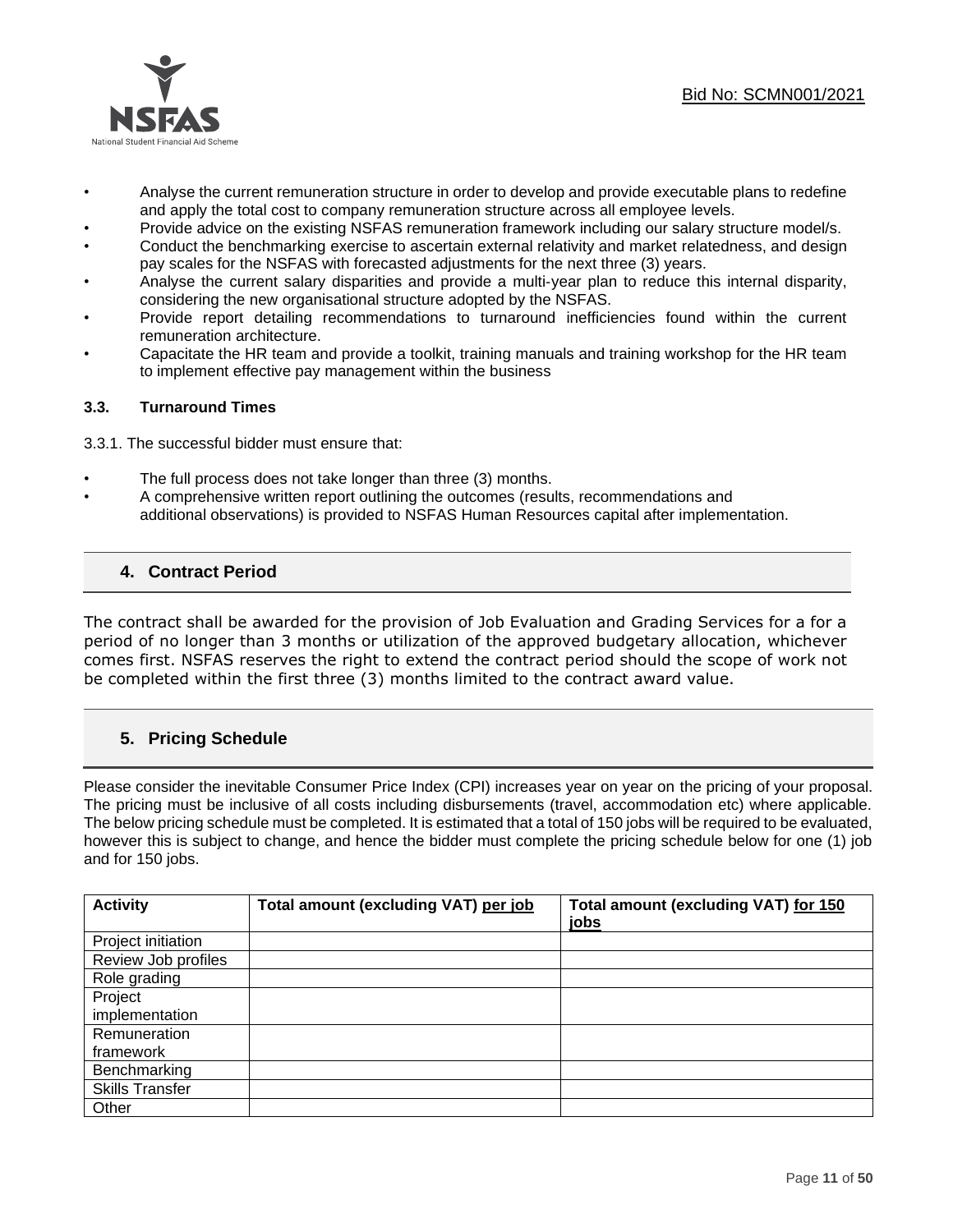- Analyse the current remuneration structure in order to develop and provide executable plans to redefine and apply the total cost to company remuneration structure across all employee levels.
- Provide advice on the existing NSFAS remuneration framework including our salary structure model/s.
- Conduct the benchmarking exercise to ascertain external relativity and market relatedness, and design pay scales for the NSFAS with forecasted adjustments for the next three (3) years.
- Analyse the current salary disparities and provide a multi-year plan to reduce this internal disparity, considering the new organisational structure adopted by the NSFAS.
- Provide report detailing recommendations to turnaround inefficiencies found within the current remuneration architecture.
- Capacitate the HR team and provide a toolkit, training manuals and training workshop for the HR team to implement effective pay management within the business

### 3.3. Turnaround Times

3.3.1. The successful bidder must ensure that:

- The full process does not take longer than three (3) months.
- A comprehensive written report outlining the outcomes (results, recommendations and additional observations) is provided to NSFAS Human Resources capital after implementation.

## 4. Contract Period

The contract shall be awarded for the provision of Job Evaluation and Grading Services for a for a period of no longer than 3 months or utilization of the approved budgetary allocation, whichever comes first. NSFAS reserves the right to extend the contract period should the scope of work not be completed within the first three (3) months limited to the contract award value.

## 5. Pricing Schedule

Please consider the inevitable Consumer Price Index (CPI) increases year on year on the pricing of your proposal. The pricing must be inclusive of all costs including disbursements (travel, accommodation etc) where applicable. The below pricing schedule must be completed. It is estimated that a total of 150 jobs will be required to be evaluated, however this is subject to change, and hence the bidder must complete the pricing schedule below for one (1) job and for 150 jobs.

| Activity | Total amount (excluding VAT) per job | Total amount (excluding VAT) for 150 jobs |
|---|---|---|
| Project initiation | | |
| Review Job profiles | | |
| Role grading | | |
| Project implementation | | |
| Remuneration framework | | |
| Benchmarking | | |
| Skills Transfer | | |
| Other | | |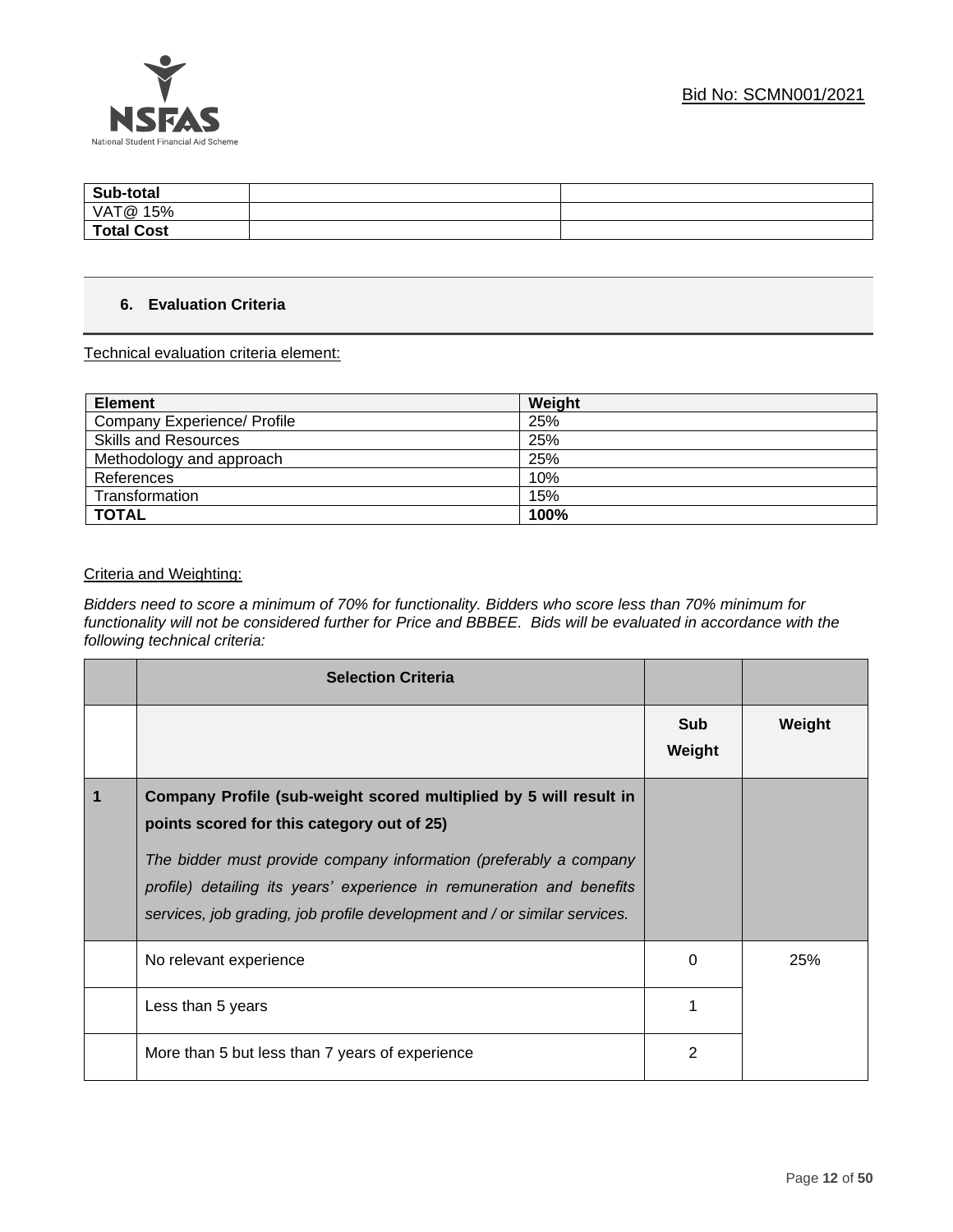| Sub-total | | |
|---|---|---|
| VAT@ 15% | | |
| **Total Cost** | | |

## 6. Evaluation Criteria

Technical evaluation criteria element:

| Element | Weight |
|---|---|
| Company Experience/ Profile | 25% |
| Skills and Resources | 25% |
| Methodology and approach | 25% |
| References | 10% |
| Transformation | 15% |
| **TOTAL** | **100%** |

Criteria and Weighting:

*Bidders need to score a minimum of 70% for functionality. Bidders who score less than 70% minimum for functionality will not be considered further for Price and BBBEE. Bids will be evaluated in accordance with the following technical criteria:*

| | **Selection Criteria** | | |
|---|---|---|---|
| | | **Sub Weight** | **Weight** |
| **1** | **Company Profile (sub-weight scored multiplied by 5 will result in points scored for this category out of 25)** *The bidder must provide company information (preferably a company profile) detailing its years' experience in remuneration and benefits services, job grading, job profile development and / or similar services.* | | |
| | No relevant experience | 0 | 25% |
| | Less than 5 years | 1 | |
| | More than 5 but less than 7 years of experience | 2 | |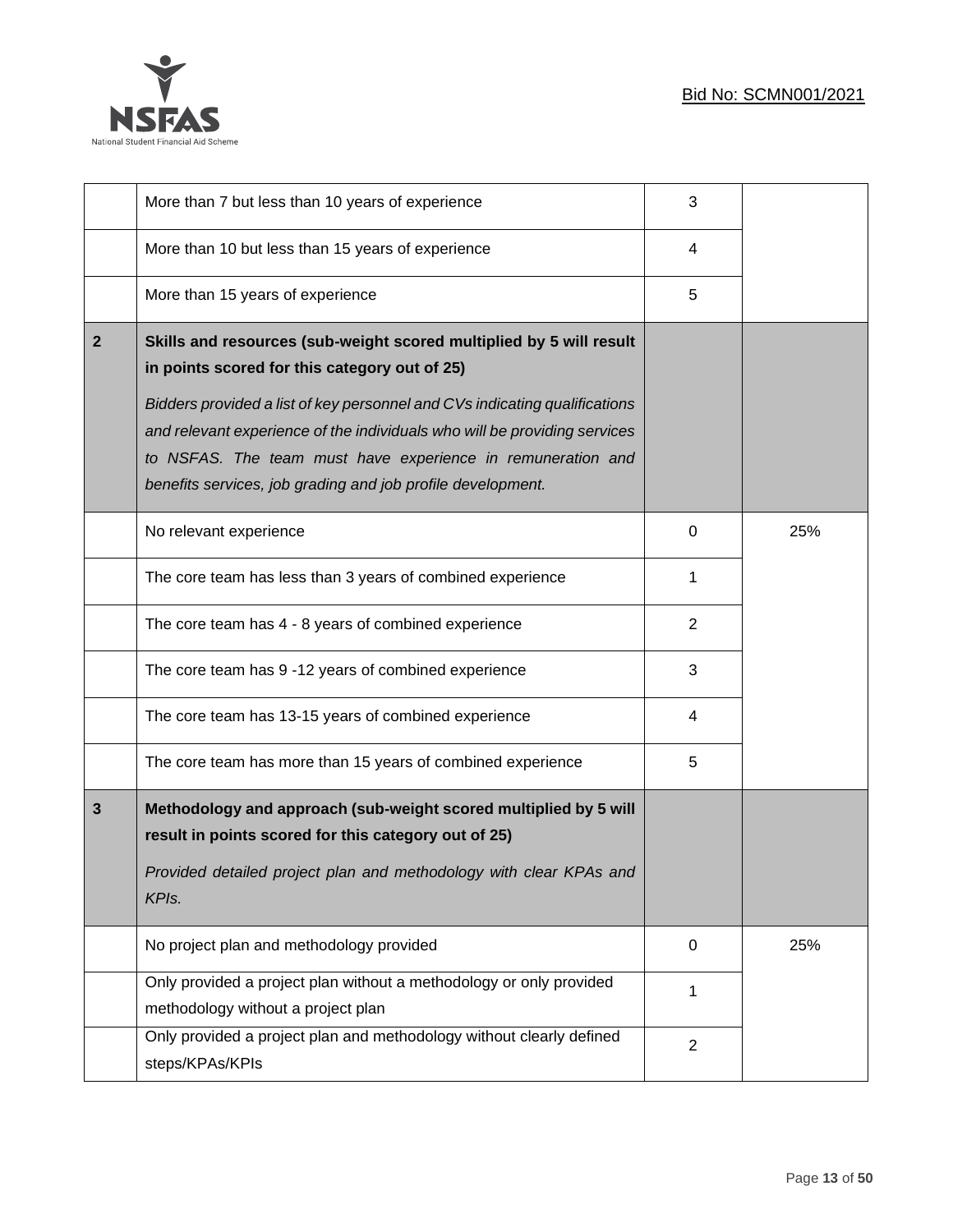| | | | |
|---|---|---|---|
| | More than 7 but less than 10 years of experience | 3 | |
| | More than 10 but less than 15 years of experience | 4 | |
| | More than 15 years of experience | 5 | |
| **2** | **Skills and resources (sub-weight scored multiplied by 5 will result in points scored for this category out of 25)** *Bidders provided a list of key personnel and CVs indicating qualifications and relevant experience of the individuals who will be providing services to NSFAS. The team must have experience in remuneration and benefits services, job grading and job profile development.* | | |
| | No relevant experience | 0 | 25% |
| | The core team has less than 3 years of combined experience | 1 | |
| | The core team has 4 - 8 years of combined experience | 2 | |
| | The core team has 9 -12 years of combined experience | 3 | |
| | The core team has 13-15 years of combined experience | 4 | |
| | The core team has more than 15 years of combined experience | 5 | |
| **3** | **Methodology and approach (sub-weight scored multiplied by 5 will result in points scored for this category out of 25)** *Provided detailed project plan and methodology with clear KPAs and KPIs.* | | |
| | No project plan and methodology provided | 0 | 25% |
| | Only provided a project plan without a methodology or only provided methodology without a project plan | 1 | |
| | Only provided a project plan and methodology without clearly defined steps/KPAs/KPIs | 2 | |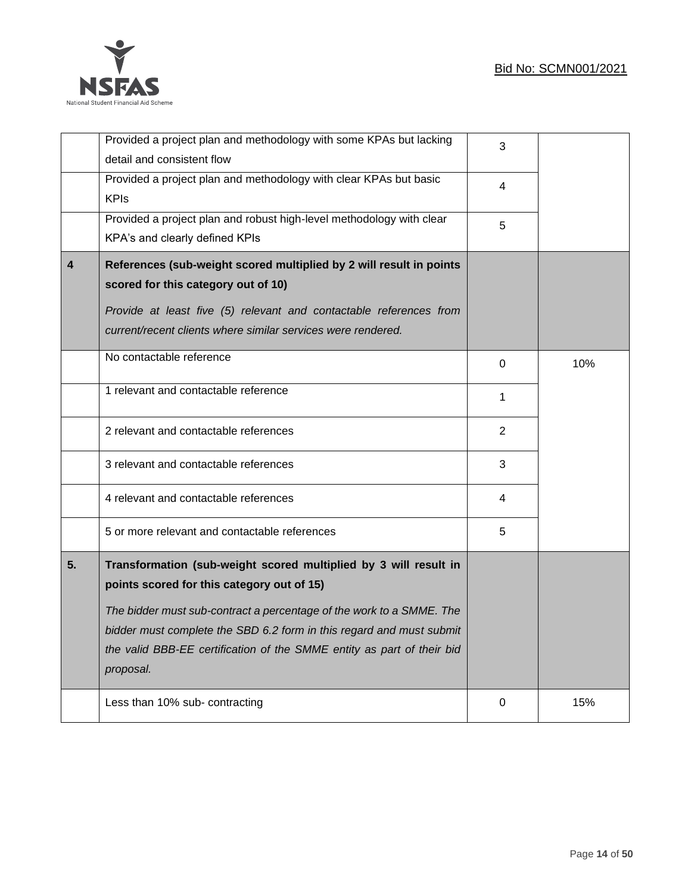| | | | |
|---|---|---|---|
| | Provided a project plan and methodology with some KPAs but lacking detail and consistent flow | 3 | |
| | Provided a project plan and methodology with clear KPAs but basic KPIs | 4 | |
| | Provided a project plan and robust high-level methodology with clear KPA's and clearly defined KPIs | 5 | |
| **4** | **References (sub-weight scored multiplied by 2 will result in points scored for this category out of 10)** *Provide at least five (5) relevant and contactable references from current/recent clients where similar services were rendered.* | | |
| | No contactable reference | 0 | 10% |
| | 1 relevant and contactable reference | 1 | |
| | 2 relevant and contactable references | 2 | |
| | 3 relevant and contactable references | 3 | |
| | 4 relevant and contactable references | 4 | |
| | 5 or more relevant and contactable references | 5 | |
| **5.** | **Transformation (sub-weight scored multiplied by 3 will result in points scored for this category out of 15)** *The bidder must sub-contract a percentage of the work to a SMME. The bidder must complete the SBD 6.2 form in this regard and must submit the valid BBB-EE certification of the SMME entity as part of their bid proposal.* | | |
| | Less than 10% sub- contracting | 0 | 15% |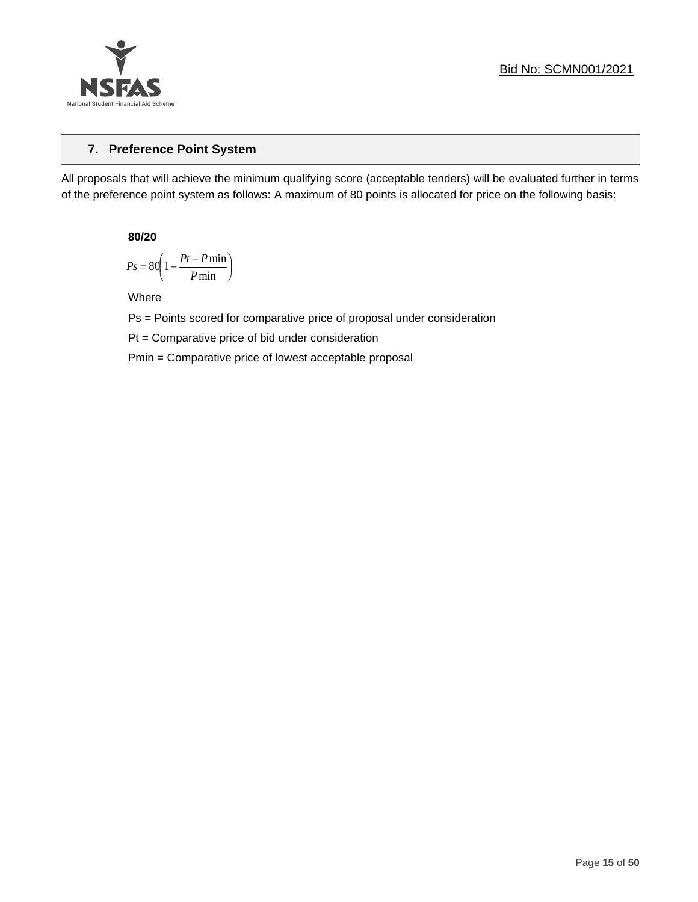## 7. Preference Point System

All proposals that will achieve the minimum qualifying score (acceptable tenders) will be evaluated further in terms of the preference point system as follows: A maximum of 80 points is allocated for price on the following basis:

**80/20**

$$Ps = 80\left(1 - \frac{Pt - P\min}{P\min}\right)$$

Where

Ps = Points scored for comparative price of proposal under consideration

Pt = Comparative price of bid under consideration

Pmin = Comparative price of lowest acceptable proposal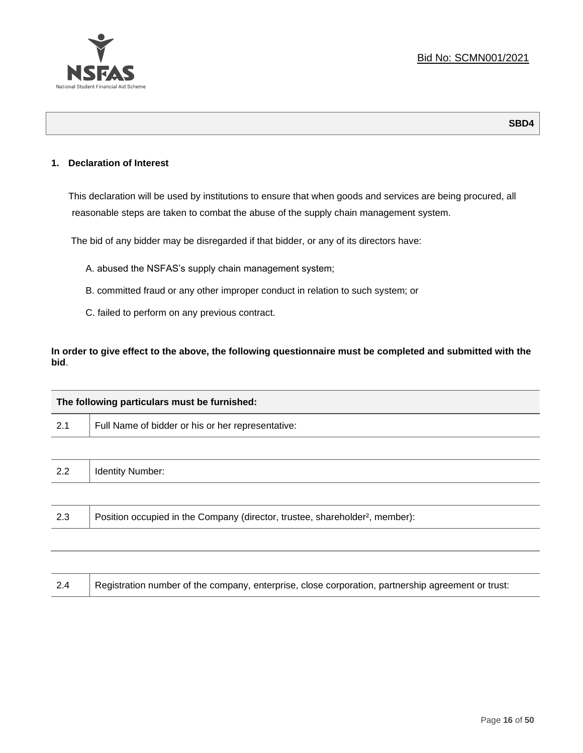Bid No: SCMN001/2021

**SBD4**

## 1. Declaration of Interest

This declaration will be used by institutions to ensure that when goods and services are being procured, all reasonable steps are taken to combat the abuse of the supply chain management system.

The bid of any bidder may be disregarded if that bidder, or any of its directors have:

A. abused the NSFAS's supply chain management system;

B. committed fraud or any other improper conduct in relation to such system; or

C. failed to perform on any previous contract.

**In order to give effect to the above, the following questionnaire must be completed and submitted with the bid**.

| **The following particulars must be furnished:** | |
|---|---|
| 2.1 | Full Name of bidder or his or her representative: |
| | |
| 2.2 | Identity Number: |
| | |
| 2.3 | Position occupied in the Company (director, trustee, shareholder[2], member): |
| | |
| | |
| 2.4 | Registration number of the company, enterprise, close corporation, partnership agreement or trust: |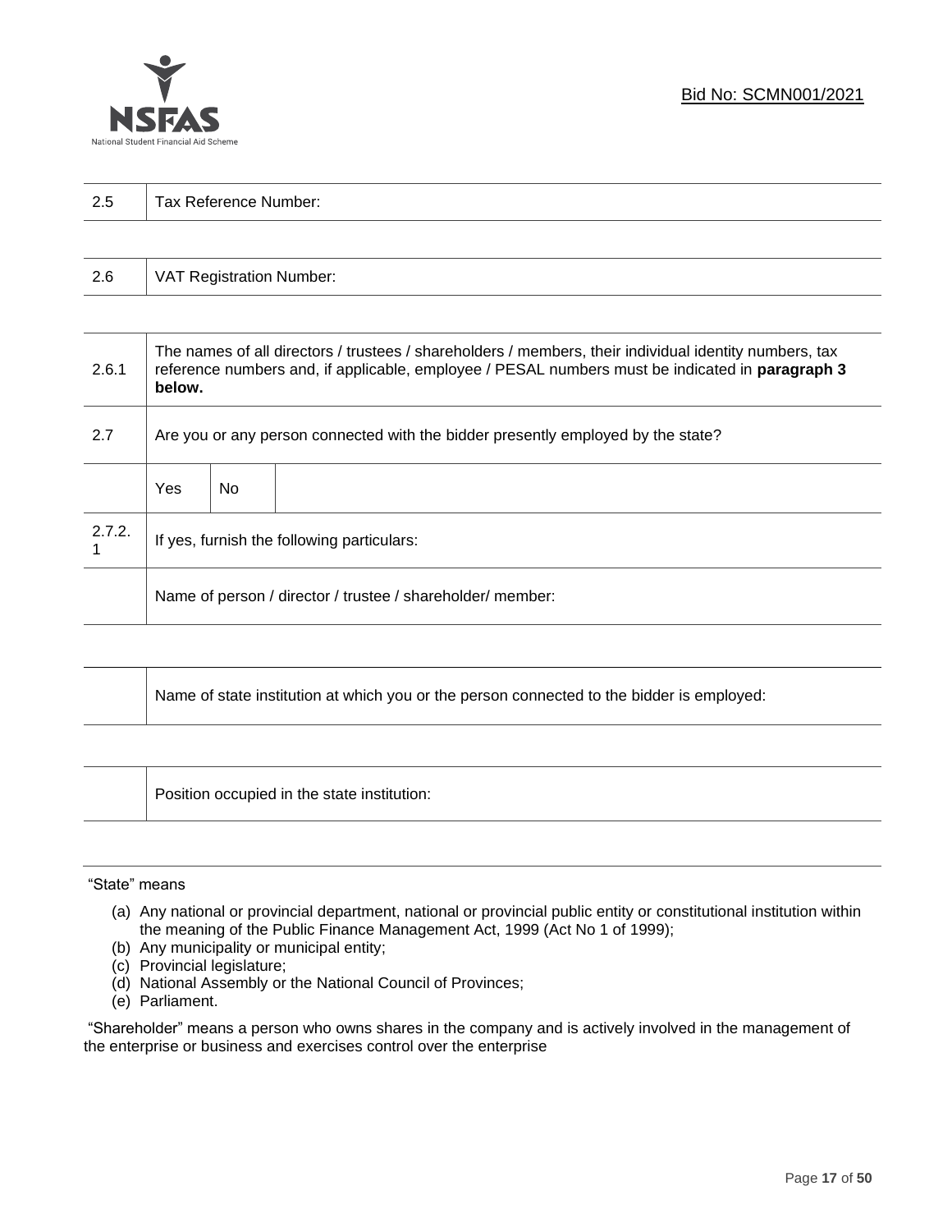| 2.5 | Tax Reference Number: |
|---|---|

| 2.6 | VAT Registration Number: |
|---|---|

| 2.6.1 | The names of all directors / trustees / shareholders / members, their individual identity numbers, tax reference numbers and, if applicable, employee / PESAL numbers must be indicated in **paragraph 3 below.** | | |
|---|---|---|---|
| 2.7 | Are you or any person connected with the bidder presently employed by the state? | | |
| | Yes | No | |
| 2.7.2.1 | If yes, furnish the following particulars: | | |
| | Name of person / director / trustee / shareholder/ member: | | |

| | Name of state institution at which you or the person connected to the bidder is employed: |
|---|---|

| | Position occupied in the state institution: |
|---|---|

"State" means

(a) Any national or provincial department, national or provincial public entity or constitutional institution within the meaning of the Public Finance Management Act, 1999 (Act No 1 of 1999);
(b) Any municipality or municipal entity;
(c) Provincial legislature;
(d) National Assembly or the National Council of Provinces;
(e) Parliament.

"Shareholder" means a person who owns shares in the company and is actively involved in the management of the enterprise or business and exercises control over the enterprise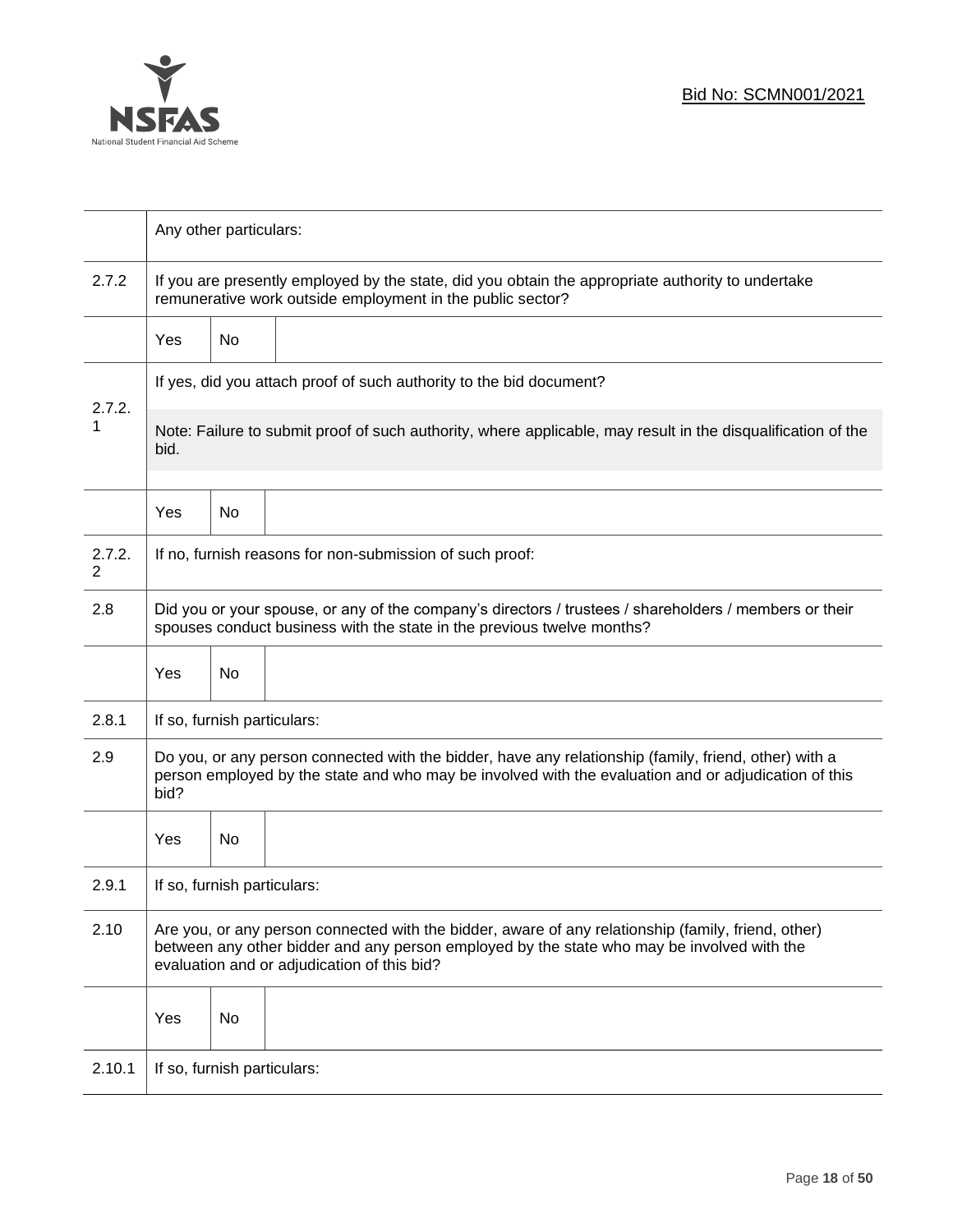| | | | |
|---|---|---|---|
| | Any other particulars: | | |
| 2.7.2 | If you are presently employed by the state, did you obtain the appropriate authority to undertake remunerative work outside employment in the public sector? | | |
| | Yes | No | |
| 2.7.2.1 | If yes, did you attach proof of such authority to the bid document? Note: Failure to submit proof of such authority, where applicable, may result in the disqualification of the bid. | | |
| | Yes | No | |
| 2.7.2.2 | If no, furnish reasons for non-submission of such proof: | | |
| 2.8 | Did you or your spouse, or any of the company's directors / trustees / shareholders / members or their spouses conduct business with the state in the previous twelve months? | | |
| | Yes | No | |
| 2.8.1 | If so, furnish particulars: | | |
| 2.9 | Do you, or any person connected with the bidder, have any relationship (family, friend, other) with a person employed by the state and who may be involved with the evaluation and or adjudication of this bid? | | |
| | Yes | No | |
| 2.9.1 | If so, furnish particulars: | | |
| 2.10 | Are you, or any person connected with the bidder, aware of any relationship (family, friend, other) between any other bidder and any person employed by the state who may be involved with the evaluation and or adjudication of this bid? | | |
| | Yes | No | |
| 2.10.1 | If so, furnish particulars: | | |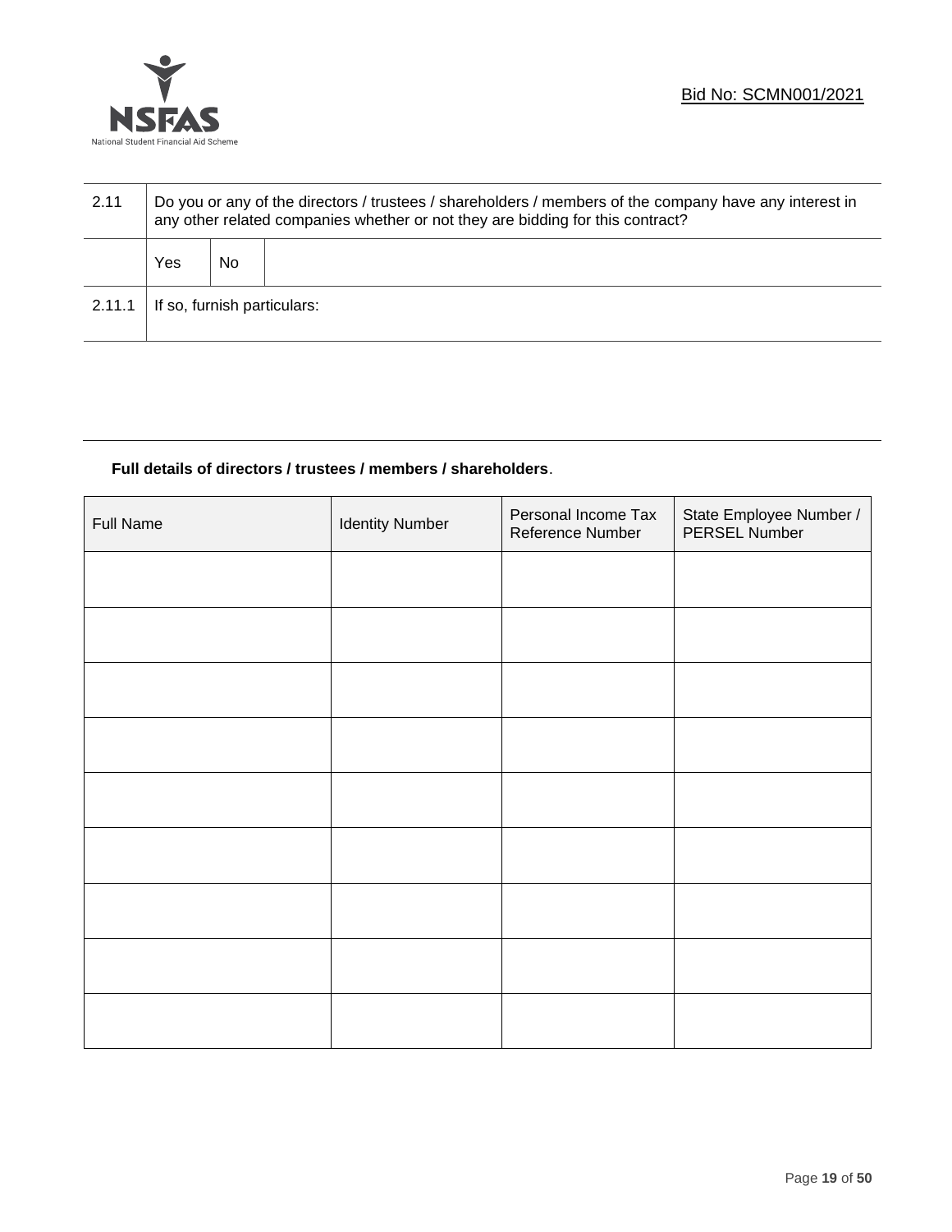| | | | |
|---|---|---|---|
| 2.11 | Do you or any of the directors / trustees / shareholders / members of the company have any interest in any other related companies whether or not they are bidding for this contract? | | |
| | Yes | No | |
| 2.11.1 | If so, furnish particulars: | | |

**Full details of directors / trustees / members / shareholders**.

| Full Name | Identity Number | Personal Income Tax Reference Number | State Employee Number / PERSEL Number |
|---|---|---|---|
| | | | |
| | | | |
| | | | |
| | | | |
| | | | |
| | | | |
| | | | |
| | | | |
| | | | |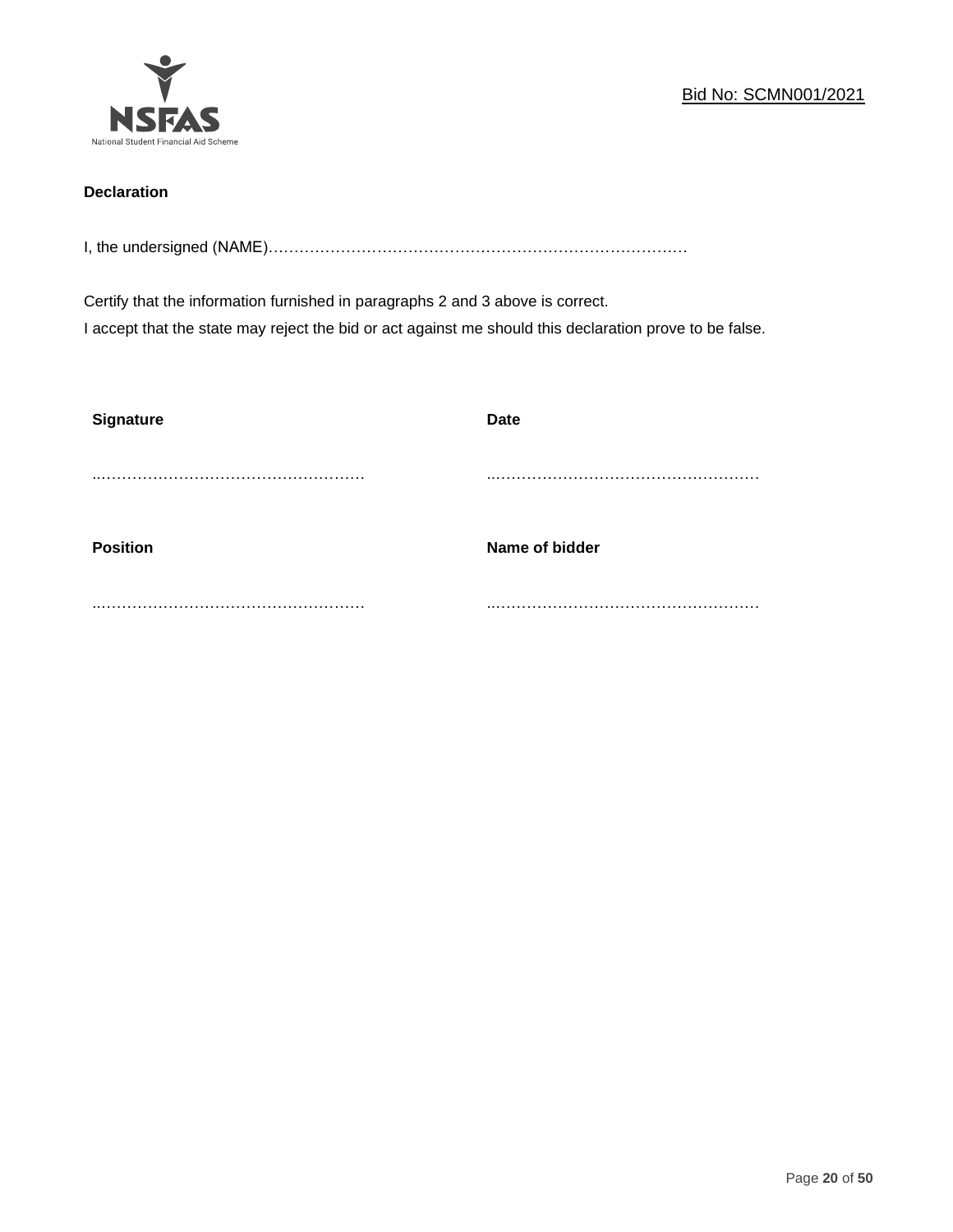**Declaration**

I, the undersigned (NAME)………………………………………………………………………

Certify that the information furnished in paragraphs 2 and 3 above is correct.
I accept that the state may reject the bid or act against me should this declaration prove to be false.

| **Signature** | **Date** |
|---|---|
| ..…………………………………………… | ..…………………………………………… |
| **Position** | **Name of bidder** |
| ..…………………………………………… | ..…………………………………………… |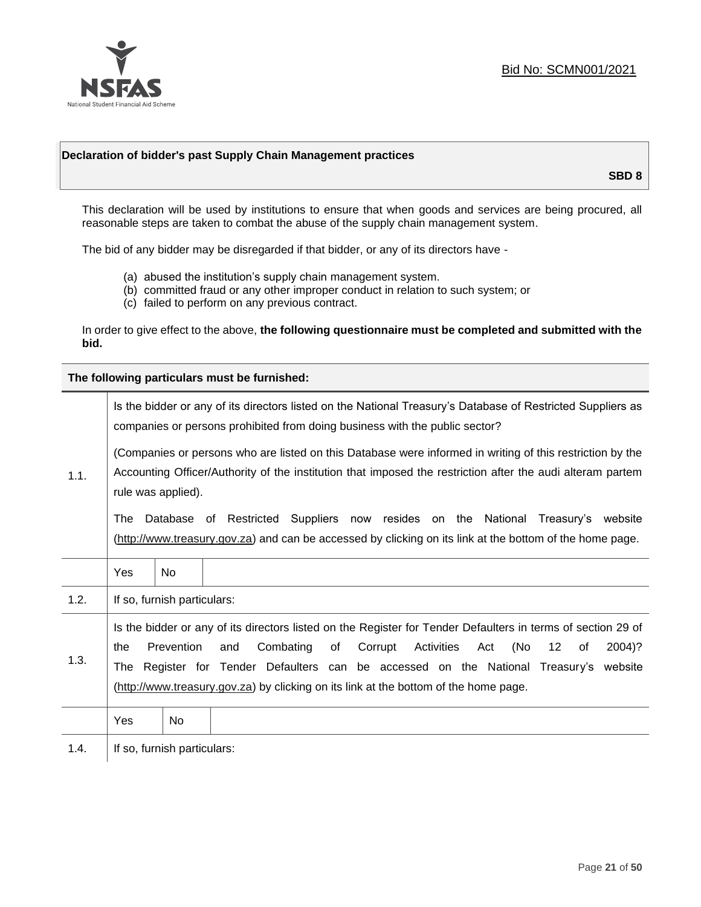Bid No: SCMN001/2021

**Declaration of bidder's past Supply Chain Management practices**

**SBD 8**

This declaration will be used by institutions to ensure that when goods and services are being procured, all reasonable steps are taken to combat the abuse of the supply chain management system.

The bid of any bidder may be disregarded if that bidder, or any of its directors have -

(a) abused the institution's supply chain management system.
(b) committed fraud or any other improper conduct in relation to such system; or
(c) failed to perform on any previous contract.

In order to give effect to the above, **the following questionnaire must be completed and submitted with the bid.**

**The following particulars must be furnished:**

| | | | |
|---|---|---|---|
| 1.1. | Is the bidder or any of its directors listed on the National Treasury's Database of Restricted Suppliers as companies or persons prohibited from doing business with the public sector?<br><br>(Companies or persons who are listed on this Database were informed in writing of this restriction by the Accounting Officer/Authority of the institution that imposed the restriction after the audi alteram partem rule was applied).<br><br>The Database of Restricted Suppliers now resides on the National Treasury's website (http://www.treasury.gov.za) and can be accessed by clicking on its link at the bottom of the home page. | | |
| | Yes | No | |
| 1.2. | If so, furnish particulars: | | |
| 1.3. | Is the bidder or any of its directors listed on the Register for Tender Defaulters in terms of section 29 of the Prevention and Combating of Corrupt Activities Act (No 12 of 2004)? The Register for Tender Defaulters can be accessed on the National Treasury's website (http://www.treasury.gov.za) by clicking on its link at the bottom of the home page. | | |
| | Yes | No | |
| 1.4. | If so, furnish particulars: | | |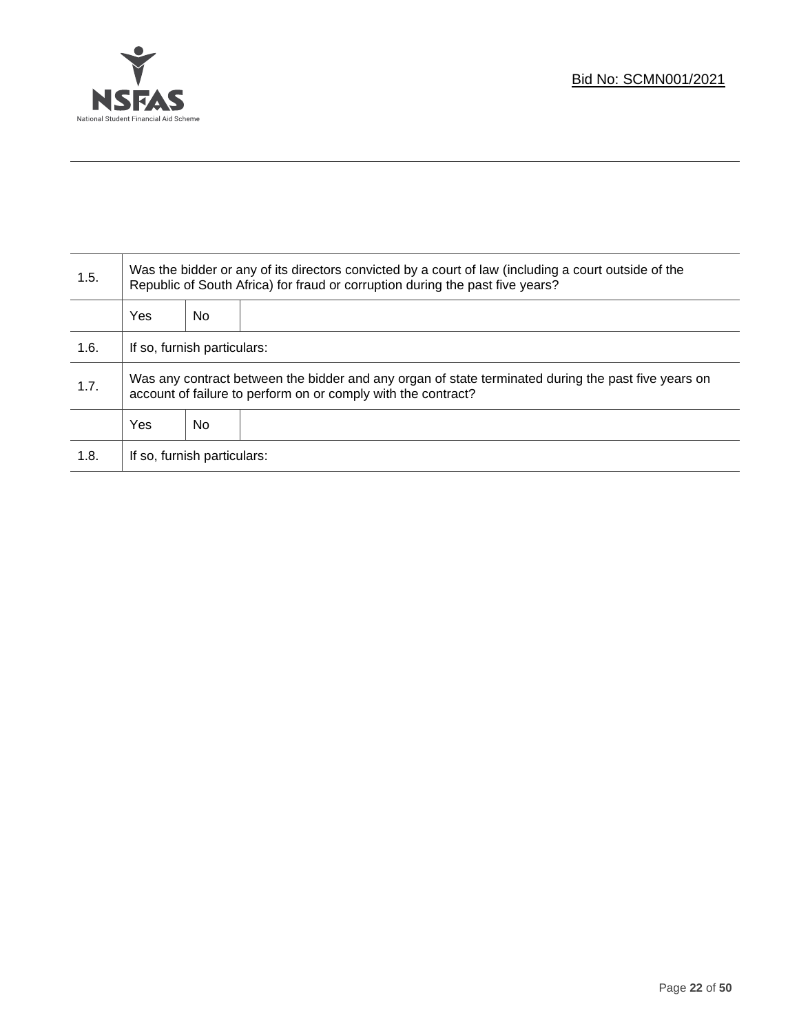| 1.5. | Was the bidder or any of its directors convicted by a court of law (including a court outside of the Republic of South Africa) for fraud or corruption during the past five years? | | |
|---|---|---|---|
| | Yes | No | |
| 1.6. | If so, furnish particulars: | | |
| 1.7. | Was any contract between the bidder and any organ of state terminated during the past five years on account of failure to perform on or comply with the contract? | | |
| | Yes | No | |
| 1.8. | If so, furnish particulars: | | |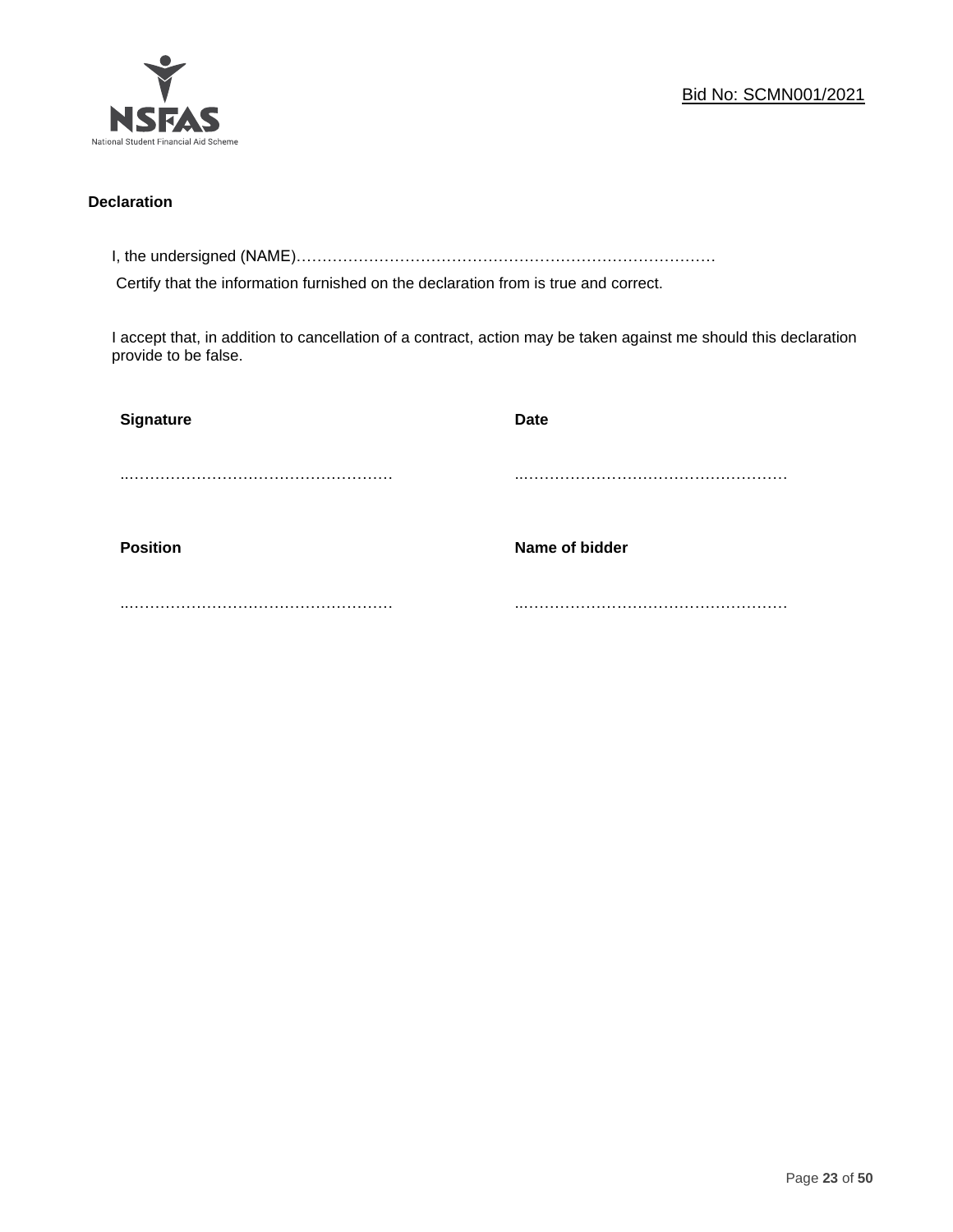Bid No: SCMN001/2021

**Declaration**

I, the undersigned (NAME)…………………………………………………………………………

Certify that the information furnished on the declaration from is true and correct.

I accept that, in addition to cancellation of a contract, action may be taken against me should this declaration provide to be false.

| **Signature** | **Date** |
|---|---|
| ……………………………………………… | ……………………………………………… |
| **Position** | **Name of bidder** |
| ……………………………………………… | ……………………………………………… |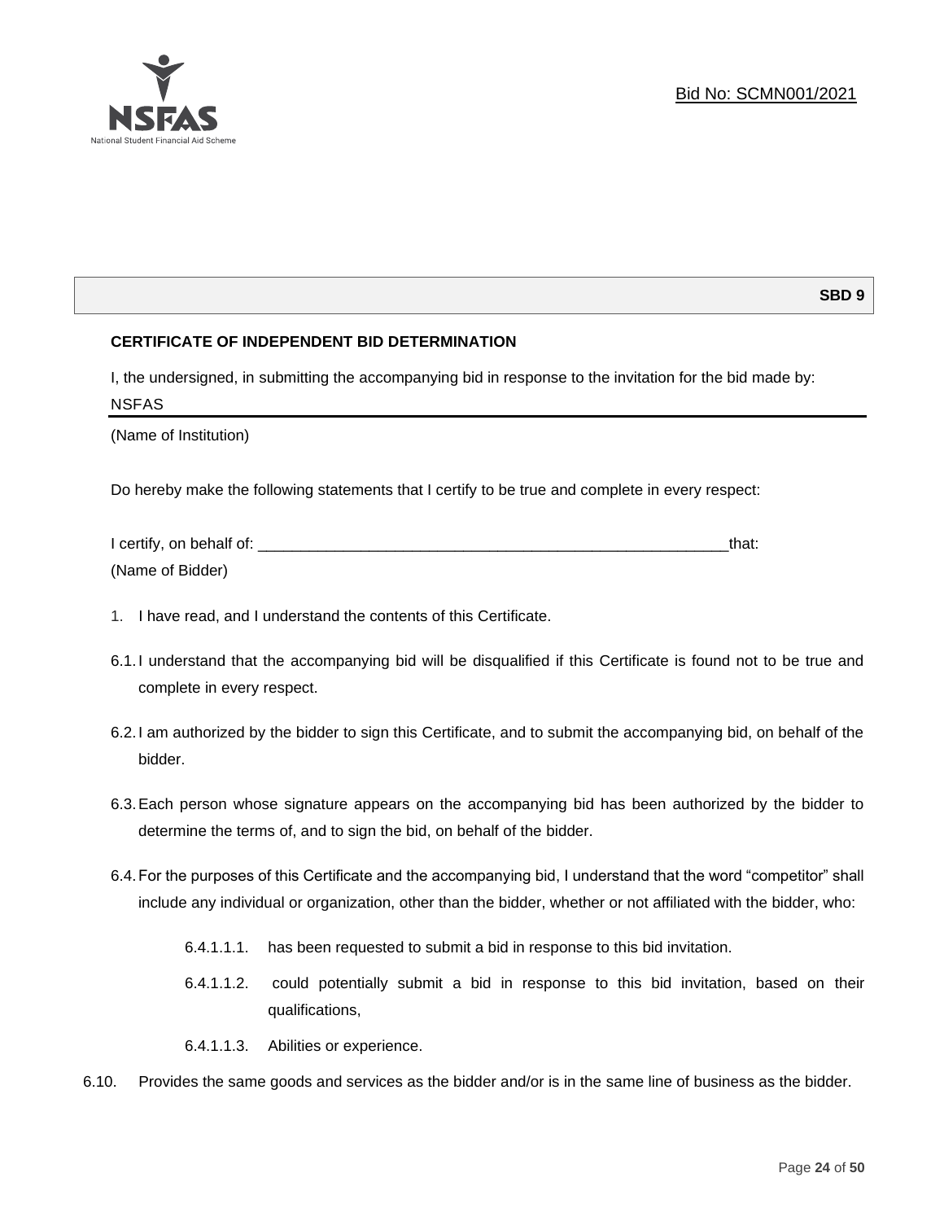**SBD 9**

**CERTIFICATE OF INDEPENDENT BID DETERMINATION**

I, the undersigned, in submitting the accompanying bid in response to the invitation for the bid made by:

NSFAS

(Name of Institution)

Do hereby make the following statements that I certify to be true and complete in every respect:

I certify, on behalf of: ___________________________________________________________that:

(Name of Bidder)

1. I have read, and I understand the contents of this Certificate.

6.1. I understand that the accompanying bid will be disqualified if this Certificate is found not to be true and complete in every respect.

6.2. I am authorized by the bidder to sign this Certificate, and to submit the accompanying bid, on behalf of the bidder.

6.3. Each person whose signature appears on the accompanying bid has been authorized by the bidder to determine the terms of, and to sign the bid, on behalf of the bidder.

6.4. For the purposes of this Certificate and the accompanying bid, I understand that the word "competitor" shall include any individual or organization, other than the bidder, whether or not affiliated with the bidder, who:

6.4.1.1.1. has been requested to submit a bid in response to this bid invitation.

6.4.1.1.2. could potentially submit a bid in response to this bid invitation, based on their qualifications,

6.4.1.1.3. Abilities or experience.

6.10. Provides the same goods and services as the bidder and/or is in the same line of business as the bidder.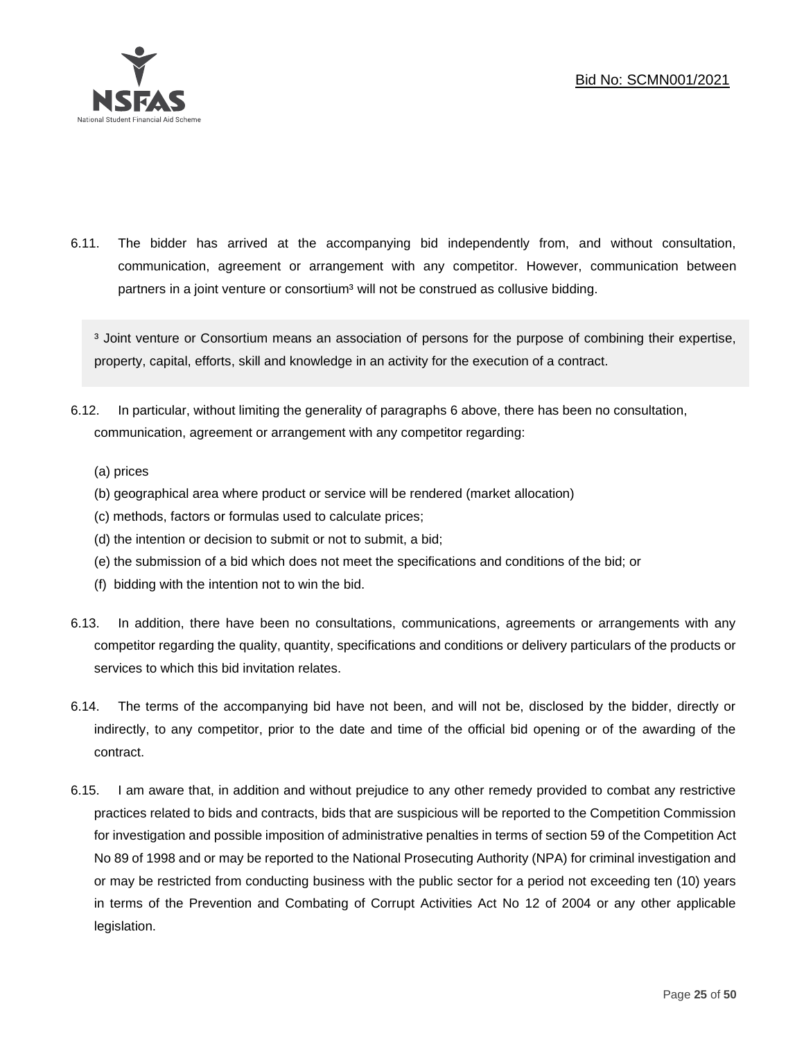6.11. The bidder has arrived at the accompanying bid independently from, and without consultation, communication, agreement or arrangement with any competitor. However, communication between partners in a joint venture or consortium[3] will not be construed as collusive bidding.

> [3] Joint venture or Consortium means an association of persons for the purpose of combining their expertise, property, capital, efforts, skill and knowledge in an activity for the execution of a contract.

6.12. In particular, without limiting the generality of paragraphs 6 above, there has been no consultation, communication, agreement or arrangement with any competitor regarding:

(a) prices
(b) geographical area where product or service will be rendered (market allocation)
(c) methods, factors or formulas used to calculate prices;
(d) the intention or decision to submit or not to submit, a bid;
(e) the submission of a bid which does not meet the specifications and conditions of the bid; or
(f) bidding with the intention not to win the bid.

6.13. In addition, there have been no consultations, communications, agreements or arrangements with any competitor regarding the quality, quantity, specifications and conditions or delivery particulars of the products or services to which this bid invitation relates.

6.14. The terms of the accompanying bid have not been, and will not be, disclosed by the bidder, directly or indirectly, to any competitor, prior to the date and time of the official bid opening or of the awarding of the contract.

6.15. I am aware that, in addition and without prejudice to any other remedy provided to combat any restrictive practices related to bids and contracts, bids that are suspicious will be reported to the Competition Commission for investigation and possible imposition of administrative penalties in terms of section 59 of the Competition Act No 89 of 1998 and or may be reported to the National Prosecuting Authority (NPA) for criminal investigation and or may be restricted from conducting business with the public sector for a period not exceeding ten (10) years in terms of the Prevention and Combating of Corrupt Activities Act No 12 of 2004 or any other applicable legislation.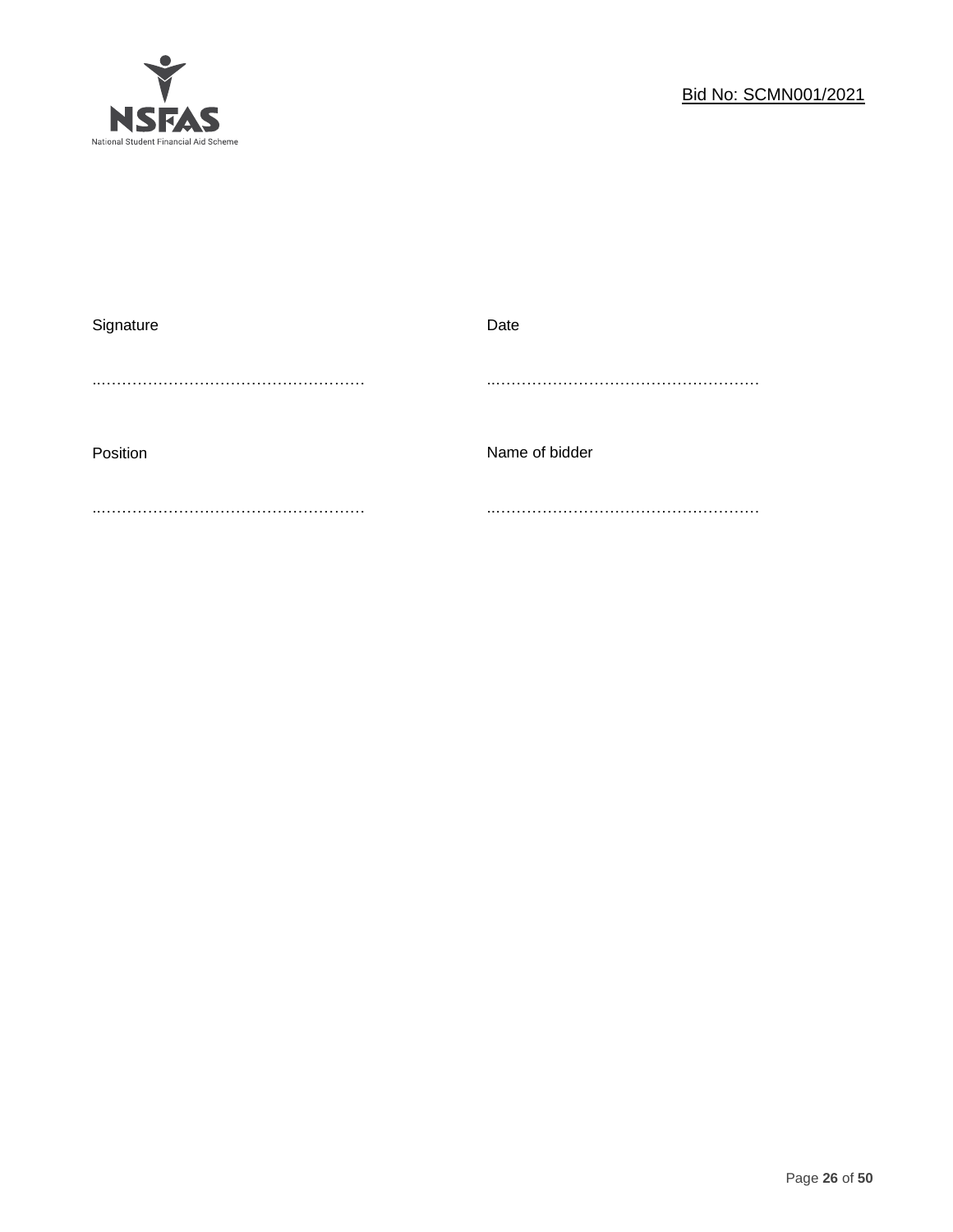| Signature | Date |
| --- | --- |
| ……………………………………………… | ……………………………………………… |
| Position | Name of bidder |
| ……………………………………………… | ……………………………………………… |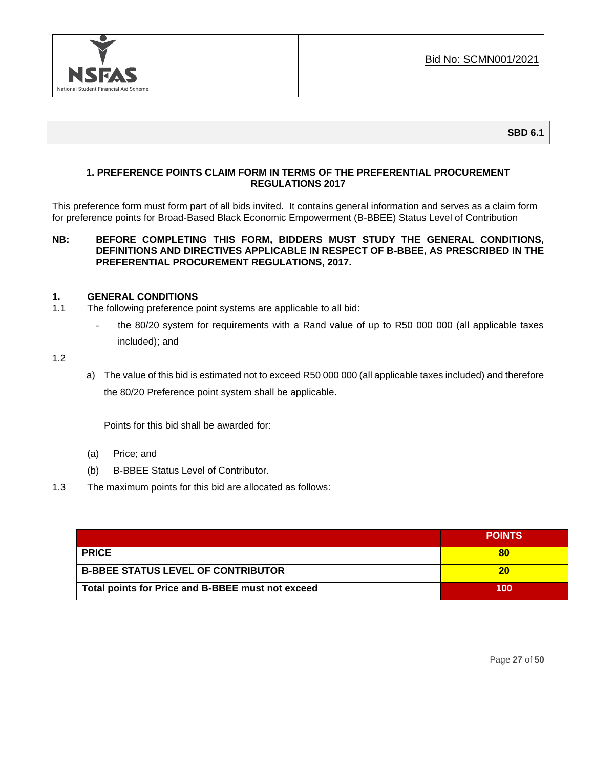Bid No: SCMN001/2021

**SBD 6.1**

## 1. PREFERENCE POINTS CLAIM FORM IN TERMS OF THE PREFERENTIAL PROCUREMENT REGULATIONS 2017

This preference form must form part of all bids invited. It contains general information and serves as a claim form for preference points for Broad-Based Black Economic Empowerment (B-BBEE) Status Level of Contribution

**NB: BEFORE COMPLETING THIS FORM, BIDDERS MUST STUDY THE GENERAL CONDITIONS, DEFINITIONS AND DIRECTIVES APPLICABLE IN RESPECT OF B-BBEE, AS PRESCRIBED IN THE PREFERENTIAL PROCUREMENT REGULATIONS, 2017.**

### 1. GENERAL CONDITIONS

1.1 The following preference point systems are applicable to all bid:

- the 80/20 system for requirements with a Rand value of up to R50 000 000 (all applicable taxes included); and

1.2

a) The value of this bid is estimated not to exceed R50 000 000 (all applicable taxes included) and therefore the 80/20 Preference point system shall be applicable.

Points for this bid shall be awarded for:

(a) Price; and

(b) B-BBEE Status Level of Contributor.

1.3 The maximum points for this bid are allocated as follows:

| | POINTS |
|---|---|
| **PRICE** | **80** |
| **B-BBEE STATUS LEVEL OF CONTRIBUTOR** | **20** |
| **Total points for Price and B-BBEE must not exceed** | **100** |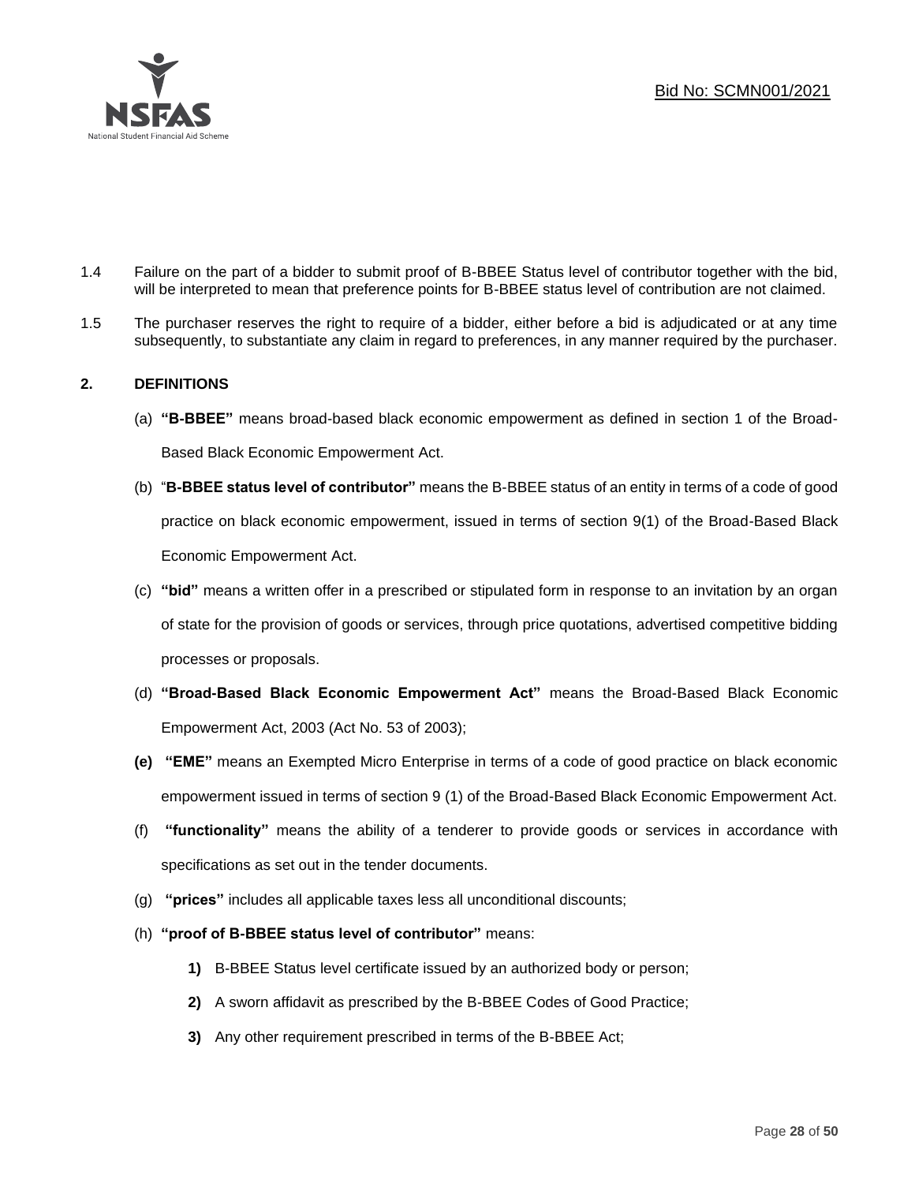1.4 Failure on the part of a bidder to submit proof of B-BBEE Status level of contributor together with the bid, will be interpreted to mean that preference points for B-BBEE status level of contribution are not claimed.

1.5 The purchaser reserves the right to require of a bidder, either before a bid is adjudicated or at any time subsequently, to substantiate any claim in regard to preferences, in any manner required by the purchaser.

## 2. DEFINITIONS

(a) **"B-BBEE"** means broad-based black economic empowerment as defined in section 1 of the Broad-Based Black Economic Empowerment Act.

(b) "**B-BBEE status level of contributor"** means the B-BBEE status of an entity in terms of a code of good practice on black economic empowerment, issued in terms of section 9(1) of the Broad-Based Black Economic Empowerment Act.

(c) **"bid"** means a written offer in a prescribed or stipulated form in response to an invitation by an organ of state for the provision of goods or services, through price quotations, advertised competitive bidding processes or proposals.

(d) **"Broad-Based Black Economic Empowerment Act"** means the Broad-Based Black Economic Empowerment Act, 2003 (Act No. 53 of 2003);

**(e)** **"EME"** means an Exempted Micro Enterprise in terms of a code of good practice on black economic empowerment issued in terms of section 9 (1) of the Broad-Based Black Economic Empowerment Act.

(f) **"functionality"** means the ability of a tenderer to provide goods or services in accordance with specifications as set out in the tender documents.

(g) **"prices"** includes all applicable taxes less all unconditional discounts;

(h) **"proof of B-BBEE status level of contributor"** means:

**1)** B-BBEE Status level certificate issued by an authorized body or person;

**2)** A sworn affidavit as prescribed by the B-BBEE Codes of Good Practice;

**3)** Any other requirement prescribed in terms of the B-BBEE Act;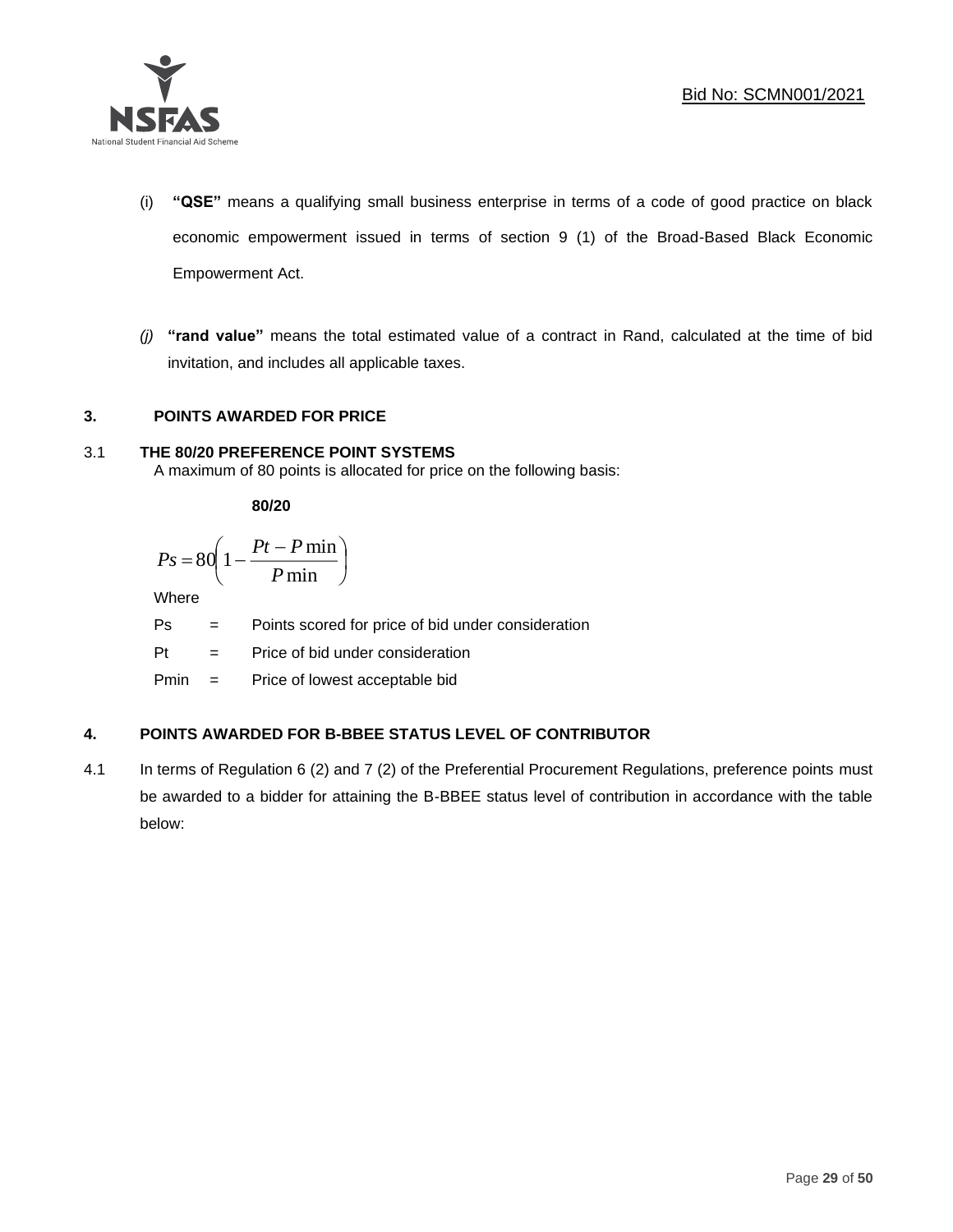(i) **"QSE"** means a qualifying small business enterprise in terms of a code of good practice on black economic empowerment issued in terms of section 9 (1) of the Broad-Based Black Economic Empowerment Act.

*(j)* **"rand value"** means the total estimated value of a contract in Rand, calculated at the time of bid invitation, and includes all applicable taxes.

## 3. POINTS AWARDED FOR PRICE

### 3.1 THE 80/20 PREFERENCE POINT SYSTEMS

A maximum of 80 points is allocated for price on the following basis:

**80/20**

$$Ps = 80\left(1 - \frac{Pt - P\min}{P\min}\right)$$

Where

Ps = Points scored for price of bid under consideration

Pt = Price of bid under consideration

Pmin = Price of lowest acceptable bid

## 4. POINTS AWARDED FOR B-BBEE STATUS LEVEL OF CONTRIBUTOR

4.1 In terms of Regulation 6 (2) and 7 (2) of the Preferential Procurement Regulations, preference points must be awarded to a bidder for attaining the B-BBEE status level of contribution in accordance with the table below: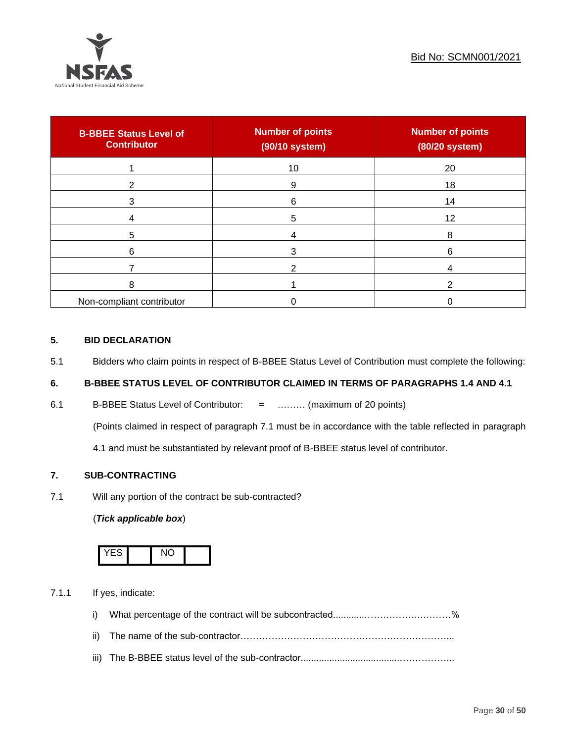Bid No: SCMN001/2021

| B-BBEE Status Level of Contributor | Number of points (90/10 system) | Number of points (80/20 system) |
|---|---|---|
| 1 | 10 | 20 |
| 2 | 9 | 18 |
| 3 | 6 | 14 |
| 4 | 5 | 12 |
| 5 | 4 | 8 |
| 6 | 3 | 6 |
| 7 | 2 | 4 |
| 8 | 1 | 2 |
| Non-compliant contributor | 0 | 0 |

## 5. BID DECLARATION

5.1 Bidders who claim points in respect of B-BBEE Status Level of Contribution must complete the following:

## 6. B-BBEE STATUS LEVEL OF CONTRIBUTOR CLAIMED IN TERMS OF PARAGRAPHS 1.4 AND 4.1

6.1 B-BBEE Status Level of Contributor: = ……… (maximum of 20 points)

(Points claimed in respect of paragraph 7.1 must be in accordance with the table reflected in paragraph 4.1 and must be substantiated by relevant proof of B-BBEE status level of contributor.

## 7. SUB-CONTRACTING

7.1 Will any portion of the contract be sub-contracted?

(***Tick applicable box***)

| YES | | NO | |
|---|---|---|---|

7.1.1 If yes, indicate:

i) What percentage of the contract will be subcontracted............…………….………%

ii) The name of the sub-contractor…………………………………………………………..

iii) The B-BBEE status level of the sub-contractor......................................……………..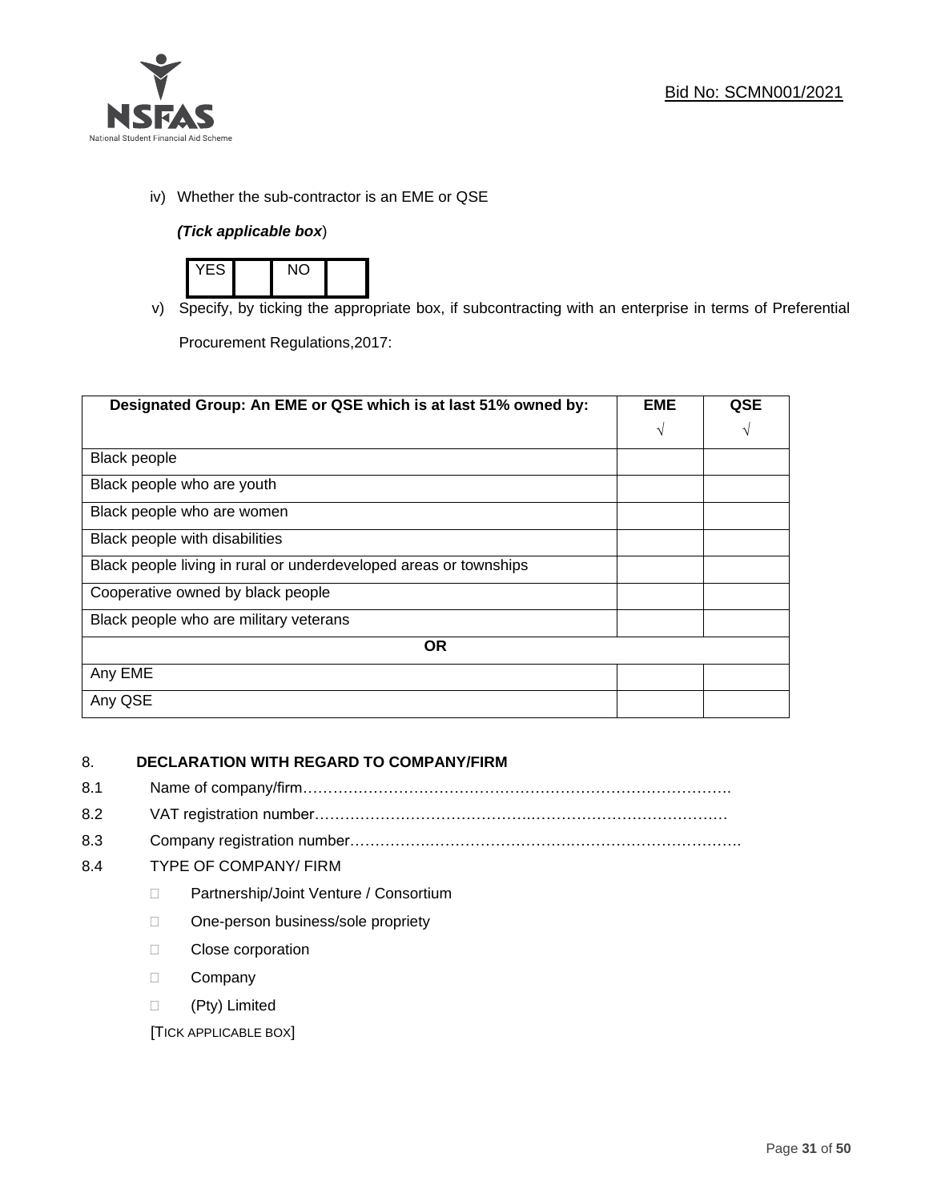iv) Whether the sub-contractor is an EME or QSE

*(Tick applicable box*)

| YES | | NO | |
|---|---|---|---|

v) Specify, by ticking the appropriate box, if subcontracting with an enterprise in terms of Preferential Procurement Regulations,2017:

| Designated Group: An EME or QSE which is at last 51% owned by: | EME √ | QSE √ |
|---|---|---|
| Black people | | |
| Black people who are youth | | |
| Black people who are women | | |
| Black people with disabilities | | |
| Black people living in rural or underdeveloped areas or townships | | |
| Cooperative owned by black people | | |
| Black people who are military veterans | | |
| **OR** | | |
| Any EME | | |
| Any QSE | | |

8. **DECLARATION WITH REGARD TO COMPANY/FIRM**

8.1 Name of company/firm……………………………………………………………………………

8.2 VAT registration number…………………………………………………………………………

8.3 Company registration number……………………………………………………………………

8.4 TYPE OF COMPANY/ FIRM

- ☐ Partnership/Joint Venture / Consortium
- ☐ One-person business/sole propriety
- ☐ Close corporation
- ☐ Company
- ☐ (Pty) Limited

[TICK APPLICABLE BOX]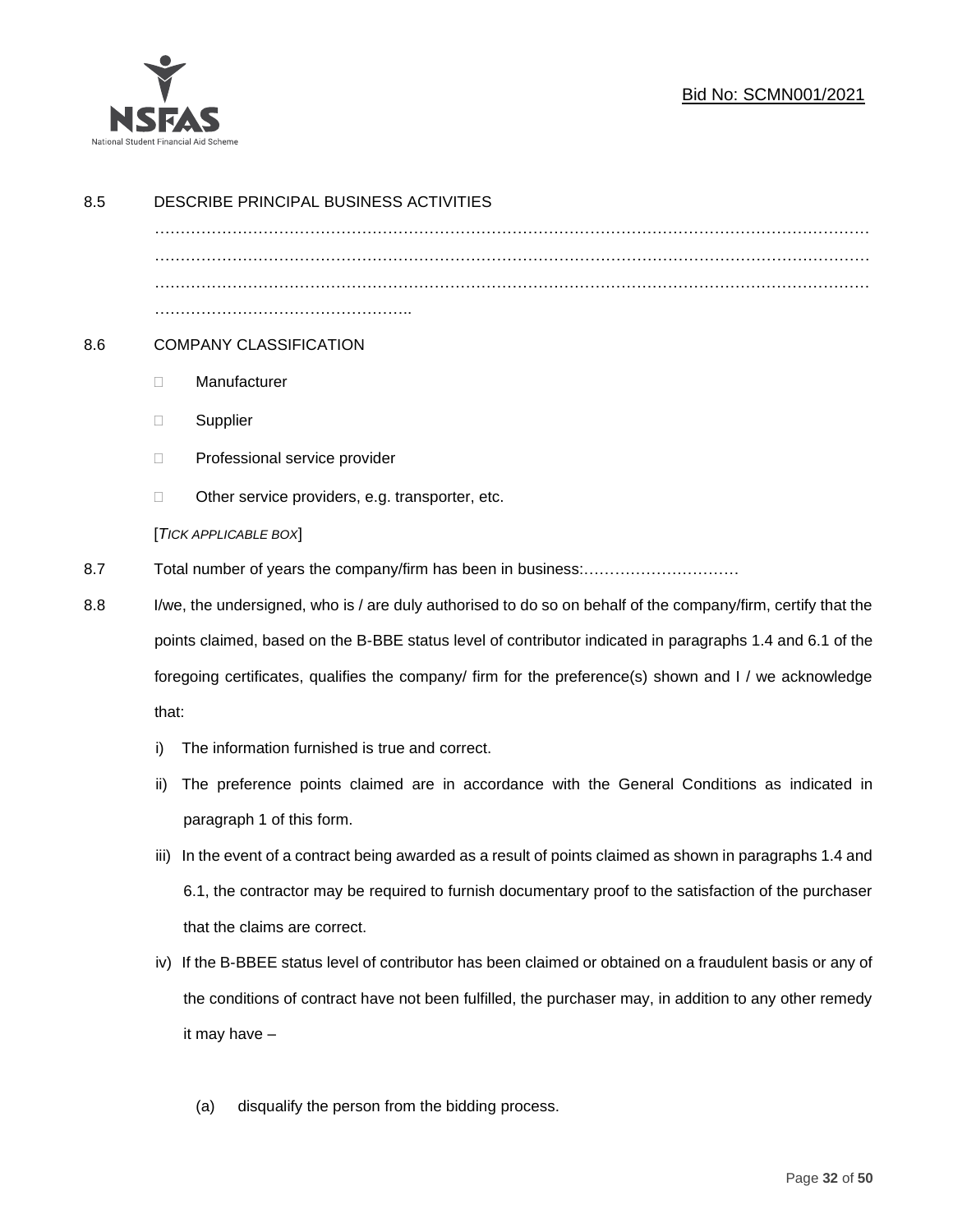8.5 DESCRIBE PRINCIPAL BUSINESS ACTIVITIES

……………………………………………………………………………………………………………………
……………………………………………………………………………………………………………………
……………………………………………………………………………………………………………………
…………………………………………..

8.6 COMPANY CLASSIFICATION

- ☐ Manufacturer
- ☐ Supplier
- ☐ Professional service provider
- ☐ Other service providers, e.g. transporter, etc.

[*TICK APPLICABLE BOX*]

8.7 Total number of years the company/firm has been in business:…………………………

8.8 I/we, the undersigned, who is / are duly authorised to do so on behalf of the company/firm, certify that the points claimed, based on the B-BBE status level of contributor indicated in paragraphs 1.4 and 6.1 of the foregoing certificates, qualifies the company/ firm for the preference(s) shown and I / we acknowledge that:

i) The information furnished is true and correct.

ii) The preference points claimed are in accordance with the General Conditions as indicated in paragraph 1 of this form.

iii) In the event of a contract being awarded as a result of points claimed as shown in paragraphs 1.4 and 6.1, the contractor may be required to furnish documentary proof to the satisfaction of the purchaser that the claims are correct.

iv) If the B-BBEE status level of contributor has been claimed or obtained on a fraudulent basis or any of the conditions of contract have not been fulfilled, the purchaser may, in addition to any other remedy it may have –

(a) disqualify the person from the bidding process.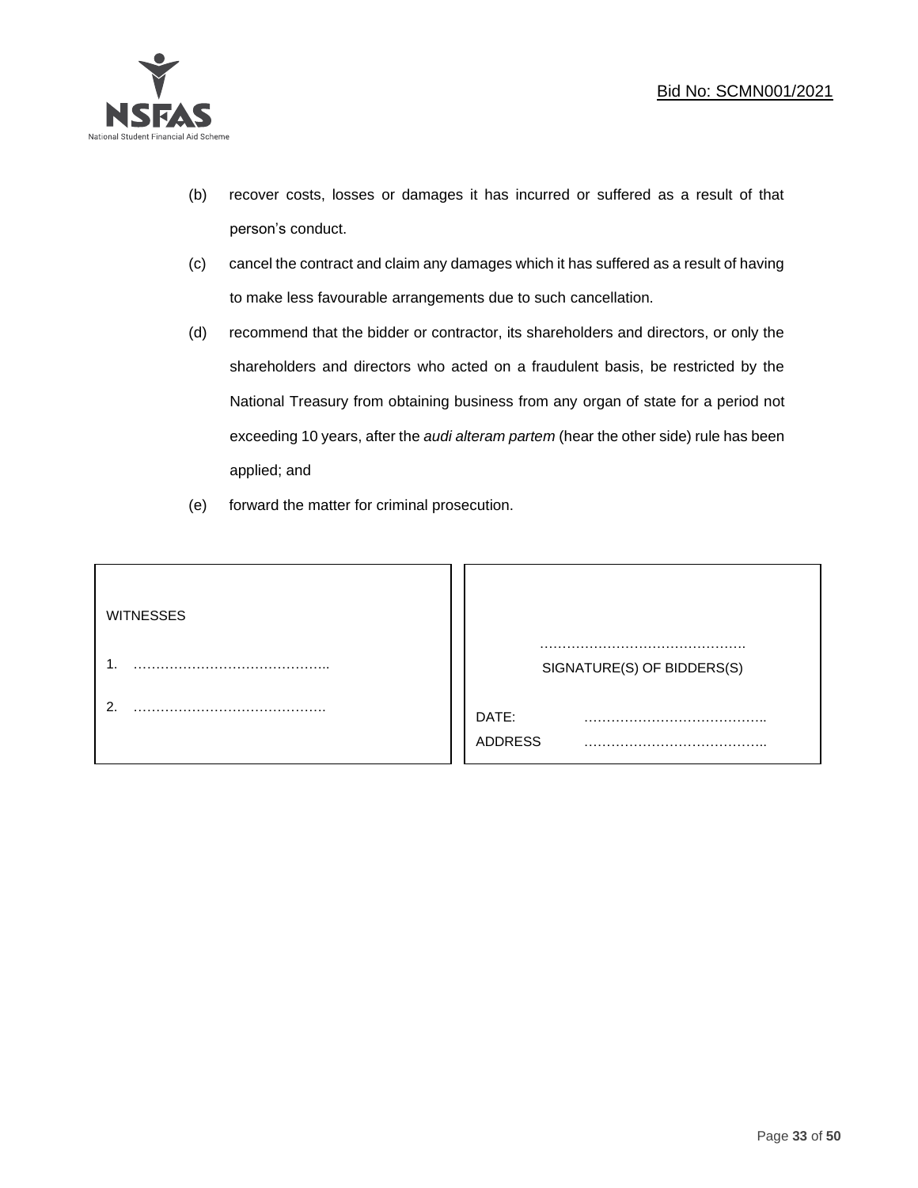(b) recover costs, losses or damages it has incurred or suffered as a result of that person's conduct.

(c) cancel the contract and claim any damages which it has suffered as a result of having to make less favourable arrangements due to such cancellation.

(d) recommend that the bidder or contractor, its shareholders and directors, or only the shareholders and directors who acted on a fraudulent basis, be restricted by the National Treasury from obtaining business from any organ of state for a period not exceeding 10 years, after the *audi alteram partem* (hear the other side) rule has been applied; and

(e) forward the matter for criminal prosecution.

| WITNESSES | |
| --- | --- |
| 1. …………………………………….. | ………………………………………. |
| | SIGNATURE(S) OF BIDDERS(S) |
| 2. ……………………………………. | DATE: ………………………………….. |
| | ADDRESS ………………………………….. |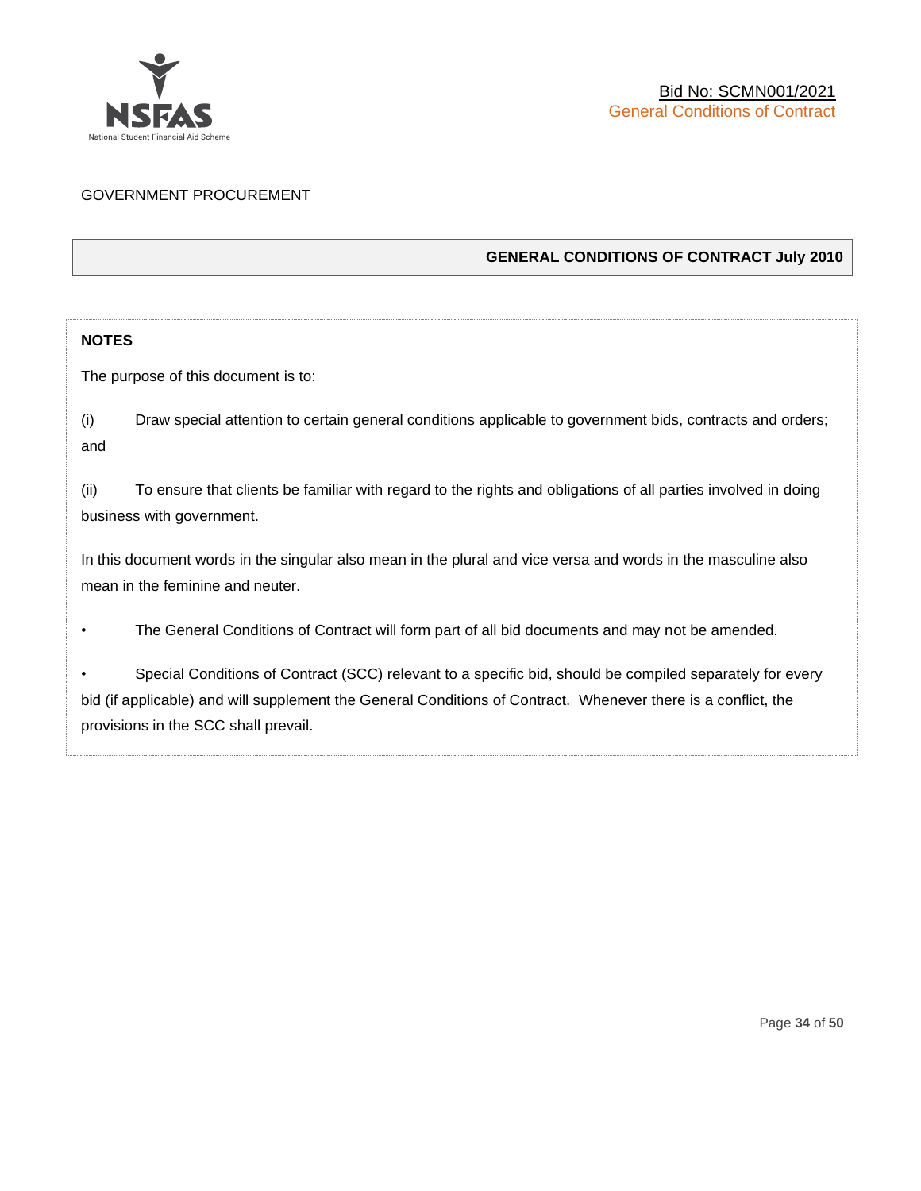GOVERNMENT PROCUREMENT

**GENERAL CONDITIONS OF CONTRACT July 2010**

**NOTES**

The purpose of this document is to:

(i) Draw special attention to certain general conditions applicable to government bids, contracts and orders; and

(ii) To ensure that clients be familiar with regard to the rights and obligations of all parties involved in doing business with government.

In this document words in the singular also mean in the plural and vice versa and words in the masculine also mean in the feminine and neuter.

- The General Conditions of Contract will form part of all bid documents and may not be amended.
- Special Conditions of Contract (SCC) relevant to a specific bid, should be compiled separately for every bid (if applicable) and will supplement the General Conditions of Contract. Whenever there is a conflict, the provisions in the SCC shall prevail.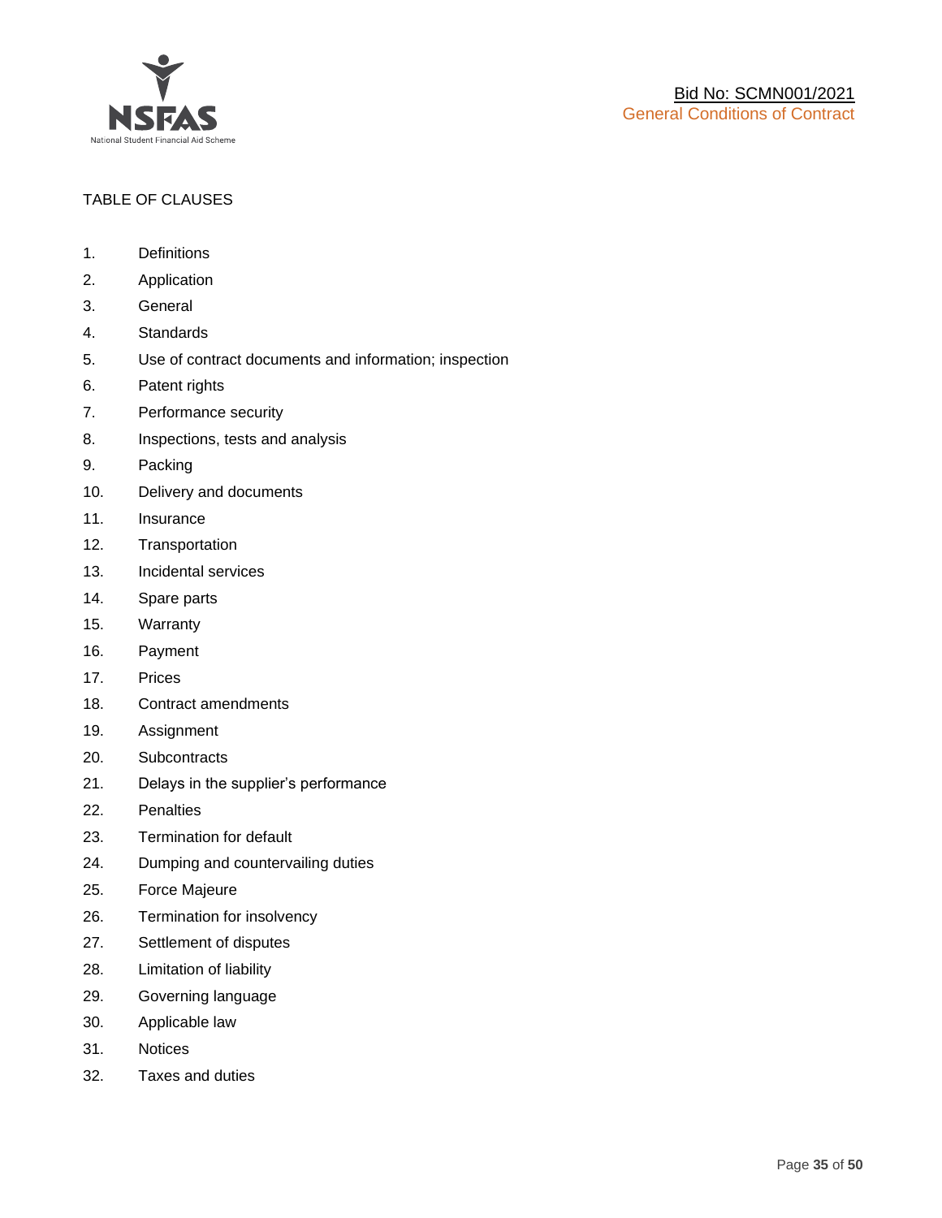TABLE OF CLAUSES

1. Definitions
2. Application
3. General
4. Standards
5. Use of contract documents and information; inspection
6. Patent rights
7. Performance security
8. Inspections, tests and analysis
9. Packing
10. Delivery and documents
11. Insurance
12. Transportation
13. Incidental services
14. Spare parts
15. Warranty
16. Payment
17. Prices
18. Contract amendments
19. Assignment
20. Subcontracts
21. Delays in the supplier's performance
22. Penalties
23. Termination for default
24. Dumping and countervailing duties
25. Force Majeure
26. Termination for insolvency
27. Settlement of disputes
28. Limitation of liability
29. Governing language
30. Applicable law
31. Notices
32. Taxes and duties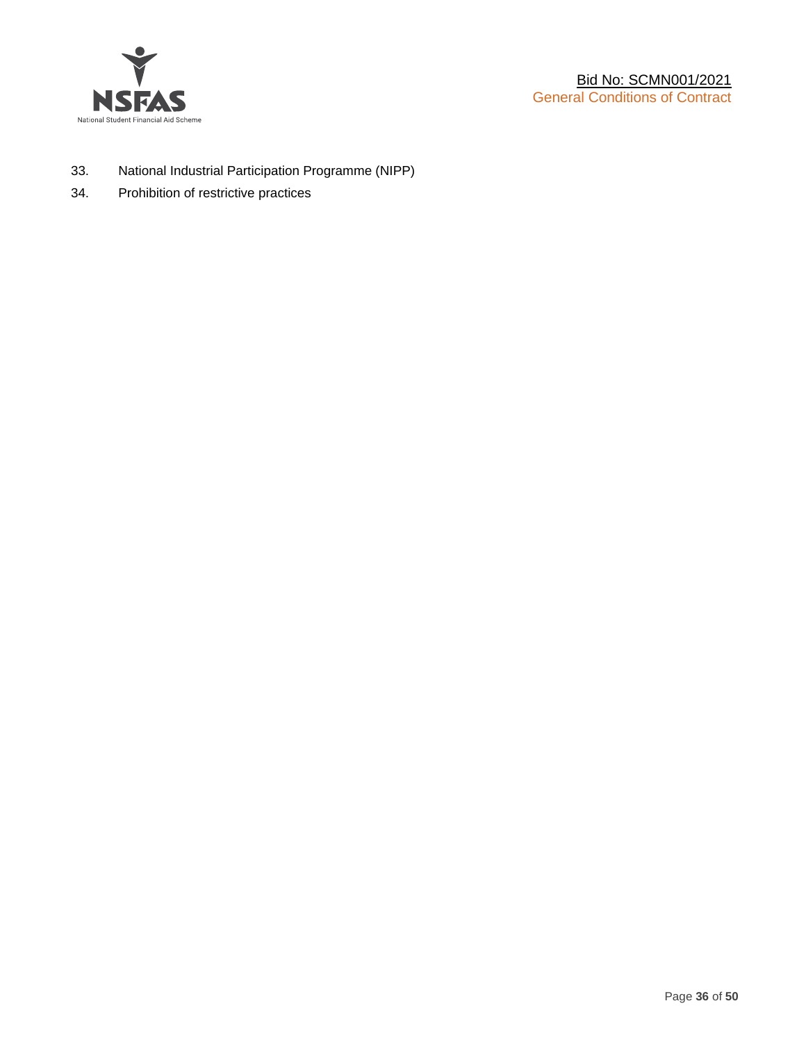33. National Industrial Participation Programme (NIPP)
34. Prohibition of restrictive practices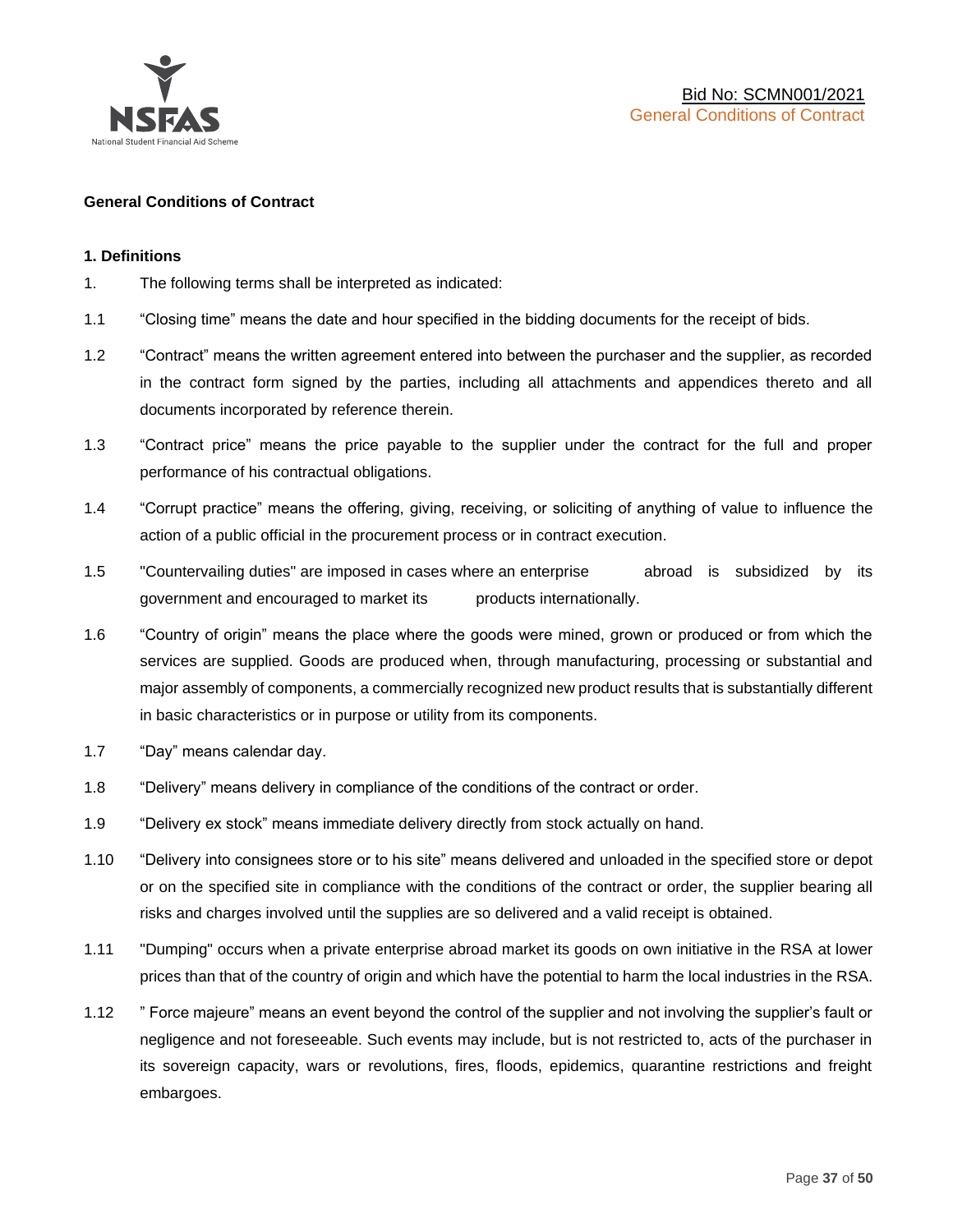**General Conditions of Contract**

**1. Definitions**

1. The following terms shall be interpreted as indicated:

1.1 "Closing time" means the date and hour specified in the bidding documents for the receipt of bids.

1.2 "Contract" means the written agreement entered into between the purchaser and the supplier, as recorded in the contract form signed by the parties, including all attachments and appendices thereto and all documents incorporated by reference therein.

1.3 "Contract price" means the price payable to the supplier under the contract for the full and proper performance of his contractual obligations.

1.4 "Corrupt practice" means the offering, giving, receiving, or soliciting of anything of value to influence the action of a public official in the procurement process or in contract execution.

1.5 "Countervailing duties" are imposed in cases where an enterprise abroad is subsidized by its government and encouraged to market its products internationally.

1.6 "Country of origin" means the place where the goods were mined, grown or produced or from which the services are supplied. Goods are produced when, through manufacturing, processing or substantial and major assembly of components, a commercially recognized new product results that is substantially different in basic characteristics or in purpose or utility from its components.

1.7 "Day" means calendar day.

1.8 "Delivery" means delivery in compliance of the conditions of the contract or order.

1.9 "Delivery ex stock" means immediate delivery directly from stock actually on hand.

1.10 "Delivery into consignees store or to his site" means delivered and unloaded in the specified store or depot or on the specified site in compliance with the conditions of the contract or order, the supplier bearing all risks and charges involved until the supplies are so delivered and a valid receipt is obtained.

1.11 "Dumping" occurs when a private enterprise abroad market its goods on own initiative in the RSA at lower prices than that of the country of origin and which have the potential to harm the local industries in the RSA.

1.12 " Force majeure" means an event beyond the control of the supplier and not involving the supplier's fault or negligence and not foreseeable. Such events may include, but is not restricted to, acts of the purchaser in its sovereign capacity, wars or revolutions, fires, floods, epidemics, quarantine restrictions and freight embargoes.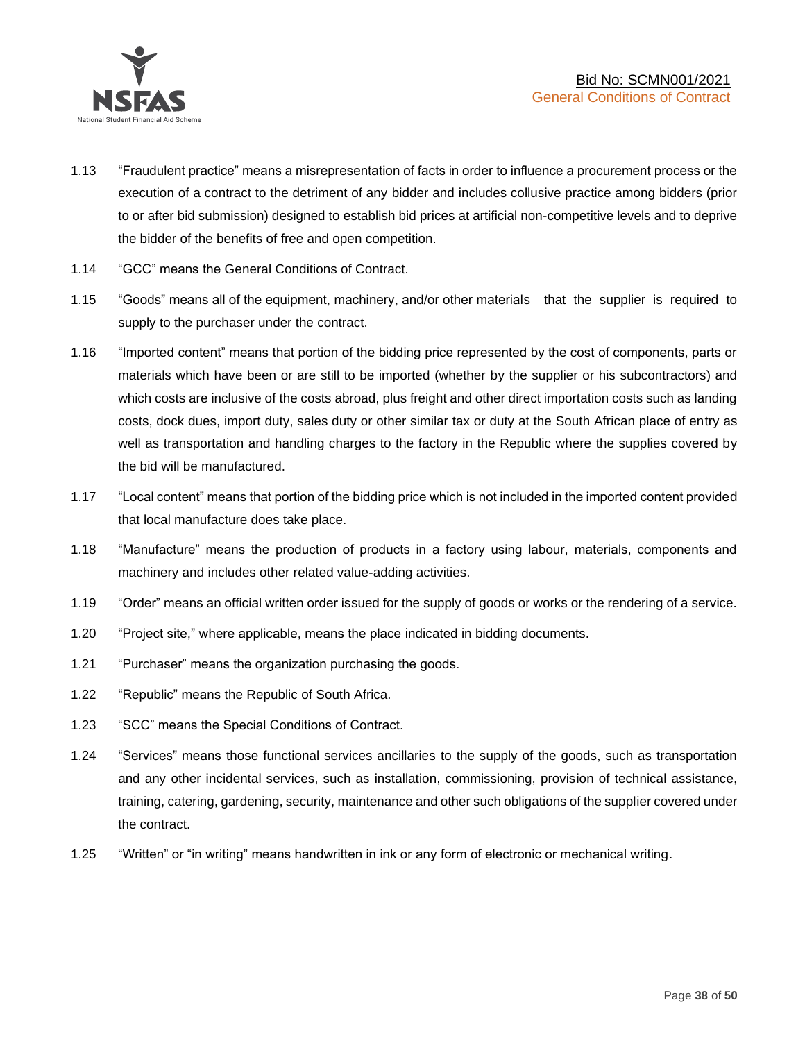1.13 “Fraudulent practice” means a misrepresentation of facts in order to influence a procurement process or the execution of a contract to the detriment of any bidder and includes collusive practice among bidders (prior to or after bid submission) designed to establish bid prices at artificial non-competitive levels and to deprive the bidder of the benefits of free and open competition.

1.14 “GCC” means the General Conditions of Contract.

1.15 “Goods” means all of the equipment, machinery, and/or other materials that the supplier is required to supply to the purchaser under the contract.

1.16 “Imported content” means that portion of the bidding price represented by the cost of components, parts or materials which have been or are still to be imported (whether by the supplier or his subcontractors) and which costs are inclusive of the costs abroad, plus freight and other direct importation costs such as landing costs, dock dues, import duty, sales duty or other similar tax or duty at the South African place of entry as well as transportation and handling charges to the factory in the Republic where the supplies covered by the bid will be manufactured.

1.17 “Local content” means that portion of the bidding price which is not included in the imported content provided that local manufacture does take place.

1.18 “Manufacture” means the production of products in a factory using labour, materials, components and machinery and includes other related value-adding activities.

1.19 “Order” means an official written order issued for the supply of goods or works or the rendering of a service.

1.20 “Project site,” where applicable, means the place indicated in bidding documents.

1.21 “Purchaser” means the organization purchasing the goods.

1.22 “Republic” means the Republic of South Africa.

1.23 “SCC” means the Special Conditions of Contract.

1.24 “Services” means those functional services ancillaries to the supply of the goods, such as transportation and any other incidental services, such as installation, commissioning, provision of technical assistance, training, catering, gardening, security, maintenance and other such obligations of the supplier covered under the contract.

1.25 “Written” or “in writing” means handwritten in ink or any form of electronic or mechanical writing.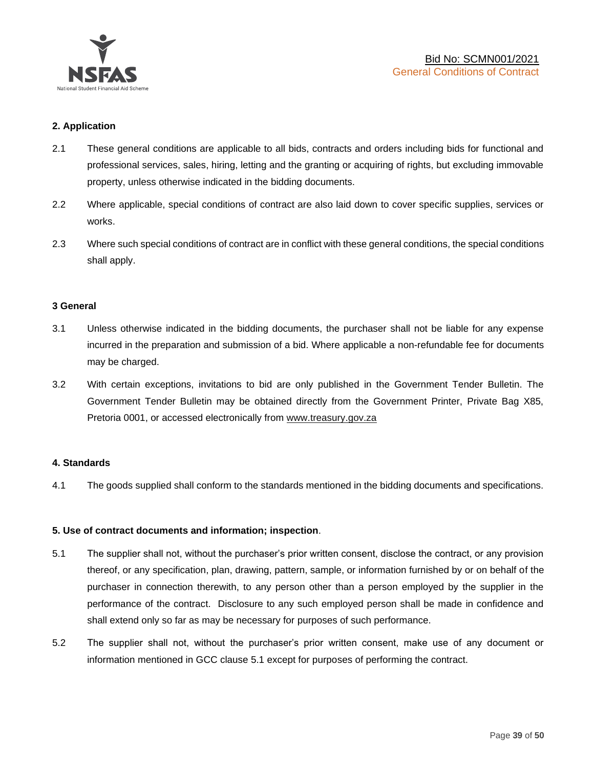**2. Application**

2.1 These general conditions are applicable to all bids, contracts and orders including bids for functional and professional services, sales, hiring, letting and the granting or acquiring of rights, but excluding immovable property, unless otherwise indicated in the bidding documents.

2.2 Where applicable, special conditions of contract are also laid down to cover specific supplies, services or works.

2.3 Where such special conditions of contract are in conflict with these general conditions, the special conditions shall apply.

**3 General**

3.1 Unless otherwise indicated in the bidding documents, the purchaser shall not be liable for any expense incurred in the preparation and submission of a bid. Where applicable a non-refundable fee for documents may be charged.

3.2 With certain exceptions, invitations to bid are only published in the Government Tender Bulletin. The Government Tender Bulletin may be obtained directly from the Government Printer, Private Bag X85, Pretoria 0001, or accessed electronically from www.treasury.gov.za

**4. Standards**

4.1 The goods supplied shall conform to the standards mentioned in the bidding documents and specifications.

**5. Use of contract documents and information; inspection**.

5.1 The supplier shall not, without the purchaser's prior written consent, disclose the contract, or any provision thereof, or any specification, plan, drawing, pattern, sample, or information furnished by or on behalf of the purchaser in connection therewith, to any person other than a person employed by the supplier in the performance of the contract. Disclosure to any such employed person shall be made in confidence and shall extend only so far as may be necessary for purposes of such performance.

5.2 The supplier shall not, without the purchaser's prior written consent, make use of any document or information mentioned in GCC clause 5.1 except for purposes of performing the contract.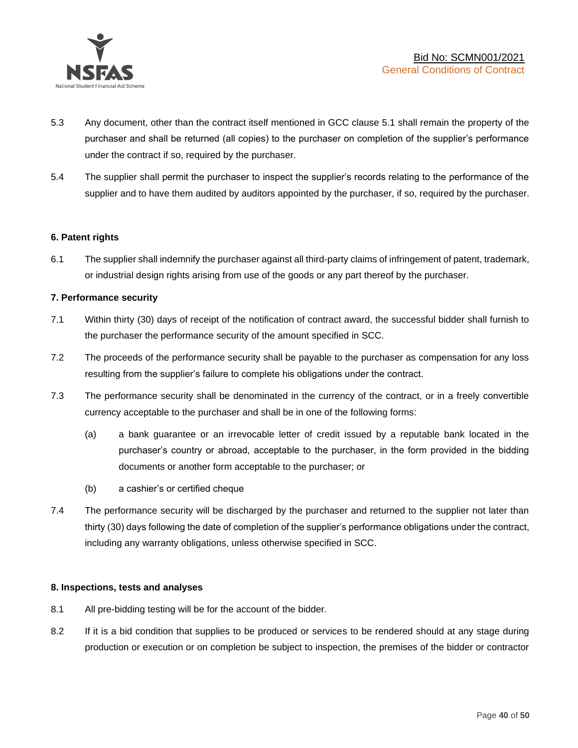5.3 Any document, other than the contract itself mentioned in GCC clause 5.1 shall remain the property of the purchaser and shall be returned (all copies) to the purchaser on completion of the supplier's performance under the contract if so, required by the purchaser.

5.4 The supplier shall permit the purchaser to inspect the supplier's records relating to the performance of the supplier and to have them audited by auditors appointed by the purchaser, if so, required by the purchaser.

**6. Patent rights**

6.1 The supplier shall indemnify the purchaser against all third-party claims of infringement of patent, trademark, or industrial design rights arising from use of the goods or any part thereof by the purchaser.

**7. Performance security**

7.1 Within thirty (30) days of receipt of the notification of contract award, the successful bidder shall furnish to the purchaser the performance security of the amount specified in SCC.

7.2 The proceeds of the performance security shall be payable to the purchaser as compensation for any loss resulting from the supplier's failure to complete his obligations under the contract.

7.3 The performance security shall be denominated in the currency of the contract, or in a freely convertible currency acceptable to the purchaser and shall be in one of the following forms:

(a) a bank guarantee or an irrevocable letter of credit issued by a reputable bank located in the purchaser's country or abroad, acceptable to the purchaser, in the form provided in the bidding documents or another form acceptable to the purchaser; or

(b) a cashier's or certified cheque

7.4 The performance security will be discharged by the purchaser and returned to the supplier not later than thirty (30) days following the date of completion of the supplier's performance obligations under the contract, including any warranty obligations, unless otherwise specified in SCC.

**8. Inspections, tests and analyses**

8.1 All pre-bidding testing will be for the account of the bidder.

8.2 If it is a bid condition that supplies to be produced or services to be rendered should at any stage during production or execution or on completion be subject to inspection, the premises of the bidder or contractor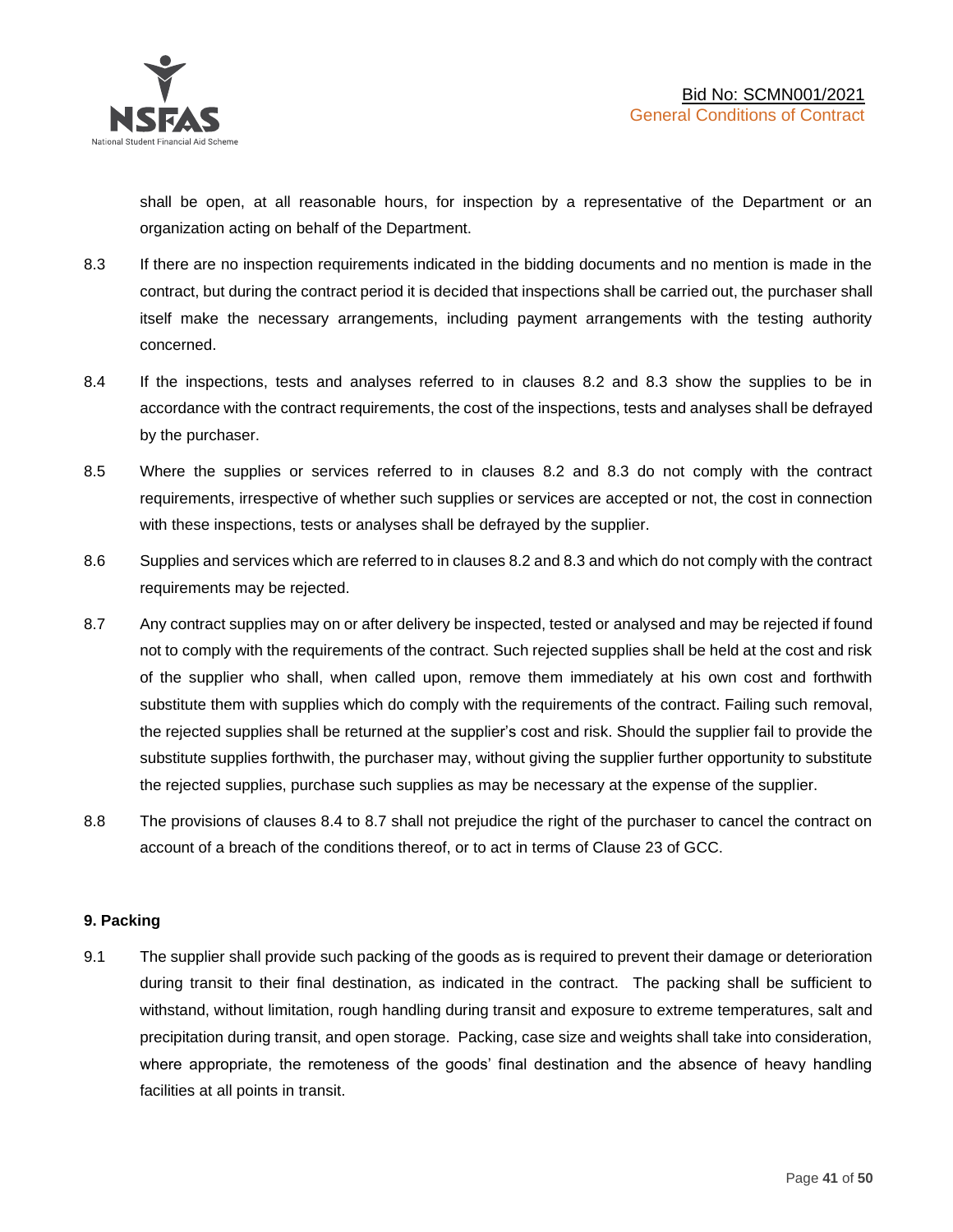shall be open, at all reasonable hours, for inspection by a representative of the Department or an organization acting on behalf of the Department.

8.3 If there are no inspection requirements indicated in the bidding documents and no mention is made in the contract, but during the contract period it is decided that inspections shall be carried out, the purchaser shall itself make the necessary arrangements, including payment arrangements with the testing authority concerned.

8.4 If the inspections, tests and analyses referred to in clauses 8.2 and 8.3 show the supplies to be in accordance with the contract requirements, the cost of the inspections, tests and analyses shall be defrayed by the purchaser.

8.5 Where the supplies or services referred to in clauses 8.2 and 8.3 do not comply with the contract requirements, irrespective of whether such supplies or services are accepted or not, the cost in connection with these inspections, tests or analyses shall be defrayed by the supplier.

8.6 Supplies and services which are referred to in clauses 8.2 and 8.3 and which do not comply with the contract requirements may be rejected.

8.7 Any contract supplies may on or after delivery be inspected, tested or analysed and may be rejected if found not to comply with the requirements of the contract. Such rejected supplies shall be held at the cost and risk of the supplier who shall, when called upon, remove them immediately at his own cost and forthwith substitute them with supplies which do comply with the requirements of the contract. Failing such removal, the rejected supplies shall be returned at the supplier's cost and risk. Should the supplier fail to provide the substitute supplies forthwith, the purchaser may, without giving the supplier further opportunity to substitute the rejected supplies, purchase such supplies as may be necessary at the expense of the supplier.

8.8 The provisions of clauses 8.4 to 8.7 shall not prejudice the right of the purchaser to cancel the contract on account of a breach of the conditions thereof, or to act in terms of Clause 23 of GCC.

**9. Packing**

9.1 The supplier shall provide such packing of the goods as is required to prevent their damage or deterioration during transit to their final destination, as indicated in the contract. The packing shall be sufficient to withstand, without limitation, rough handling during transit and exposure to extreme temperatures, salt and precipitation during transit, and open storage. Packing, case size and weights shall take into consideration, where appropriate, the remoteness of the goods' final destination and the absence of heavy handling facilities at all points in transit.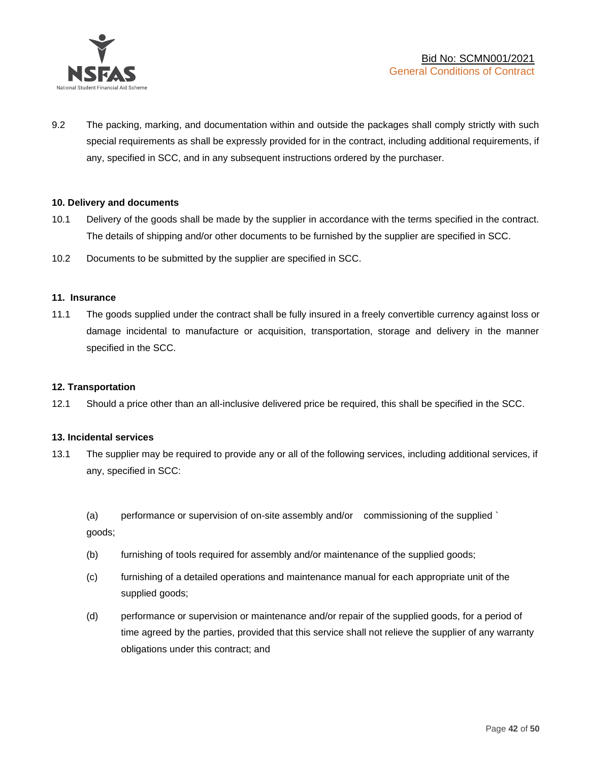9.2 The packing, marking, and documentation within and outside the packages shall comply strictly with such special requirements as shall be expressly provided for in the contract, including additional requirements, if any, specified in SCC, and in any subsequent instructions ordered by the purchaser.

**10. Delivery and documents**

10.1 Delivery of the goods shall be made by the supplier in accordance with the terms specified in the contract. The details of shipping and/or other documents to be furnished by the supplier are specified in SCC.

10.2 Documents to be submitted by the supplier are specified in SCC.

**11. Insurance**

11.1 The goods supplied under the contract shall be fully insured in a freely convertible currency against loss or damage incidental to manufacture or acquisition, transportation, storage and delivery in the manner specified in the SCC.

**12. Transportation**

12.1 Should a price other than an all-inclusive delivered price be required, this shall be specified in the SCC.

**13. Incidental services**

13.1 The supplier may be required to provide any or all of the following services, including additional services, if any, specified in SCC:

(a) performance or supervision of on-site assembly and/or commissioning of the supplied ` goods;

(b) furnishing of tools required for assembly and/or maintenance of the supplied goods;

(c) furnishing of a detailed operations and maintenance manual for each appropriate unit of the supplied goods;

(d) performance or supervision or maintenance and/or repair of the supplied goods, for a period of time agreed by the parties, provided that this service shall not relieve the supplier of any warranty obligations under this contract; and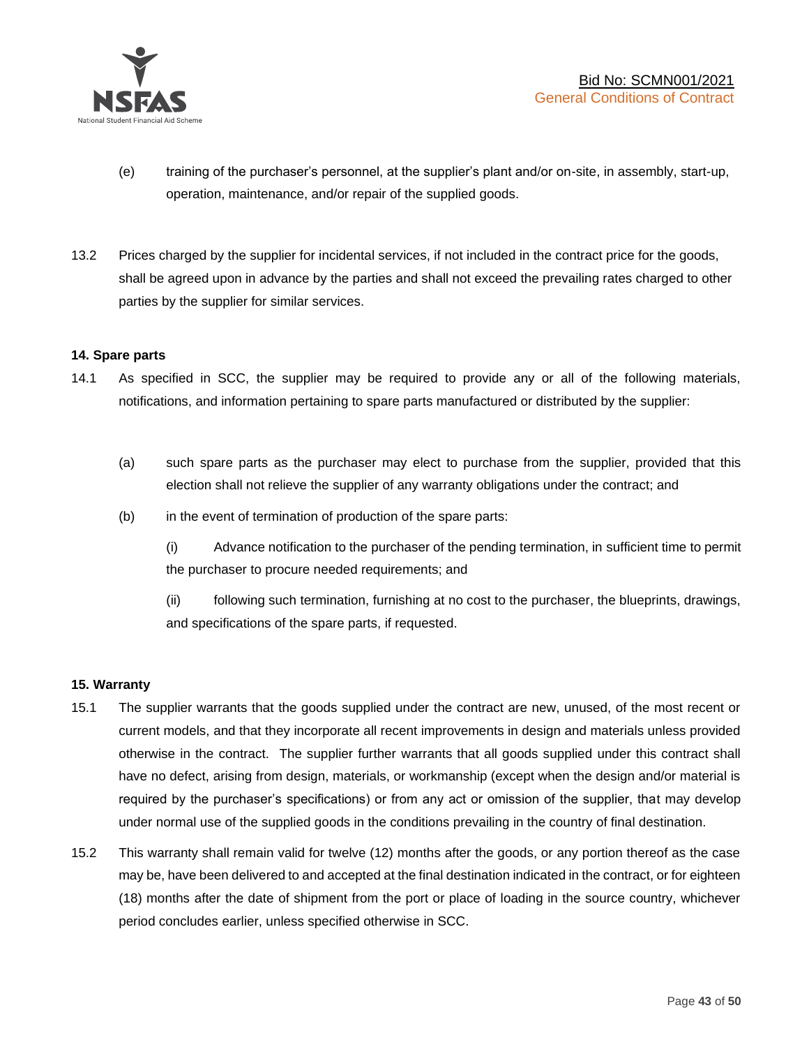(e) training of the purchaser's personnel, at the supplier's plant and/or on-site, in assembly, start-up, operation, maintenance, and/or repair of the supplied goods.

13.2 Prices charged by the supplier for incidental services, if not included in the contract price for the goods, shall be agreed upon in advance by the parties and shall not exceed the prevailing rates charged to other parties by the supplier for similar services.

**14. Spare parts**

14.1 As specified in SCC, the supplier may be required to provide any or all of the following materials, notifications, and information pertaining to spare parts manufactured or distributed by the supplier:

(a) such spare parts as the purchaser may elect to purchase from the supplier, provided that this election shall not relieve the supplier of any warranty obligations under the contract; and

(b) in the event of termination of production of the spare parts:

(i) Advance notification to the purchaser of the pending termination, in sufficient time to permit the purchaser to procure needed requirements; and

(ii) following such termination, furnishing at no cost to the purchaser, the blueprints, drawings, and specifications of the spare parts, if requested.

**15. Warranty**

15.1 The supplier warrants that the goods supplied under the contract are new, unused, of the most recent or current models, and that they incorporate all recent improvements in design and materials unless provided otherwise in the contract. The supplier further warrants that all goods supplied under this contract shall have no defect, arising from design, materials, or workmanship (except when the design and/or material is required by the purchaser's specifications) or from any act or omission of the supplier, that may develop under normal use of the supplied goods in the conditions prevailing in the country of final destination.

15.2 This warranty shall remain valid for twelve (12) months after the goods, or any portion thereof as the case may be, have been delivered to and accepted at the final destination indicated in the contract, or for eighteen (18) months after the date of shipment from the port or place of loading in the source country, whichever period concludes earlier, unless specified otherwise in SCC.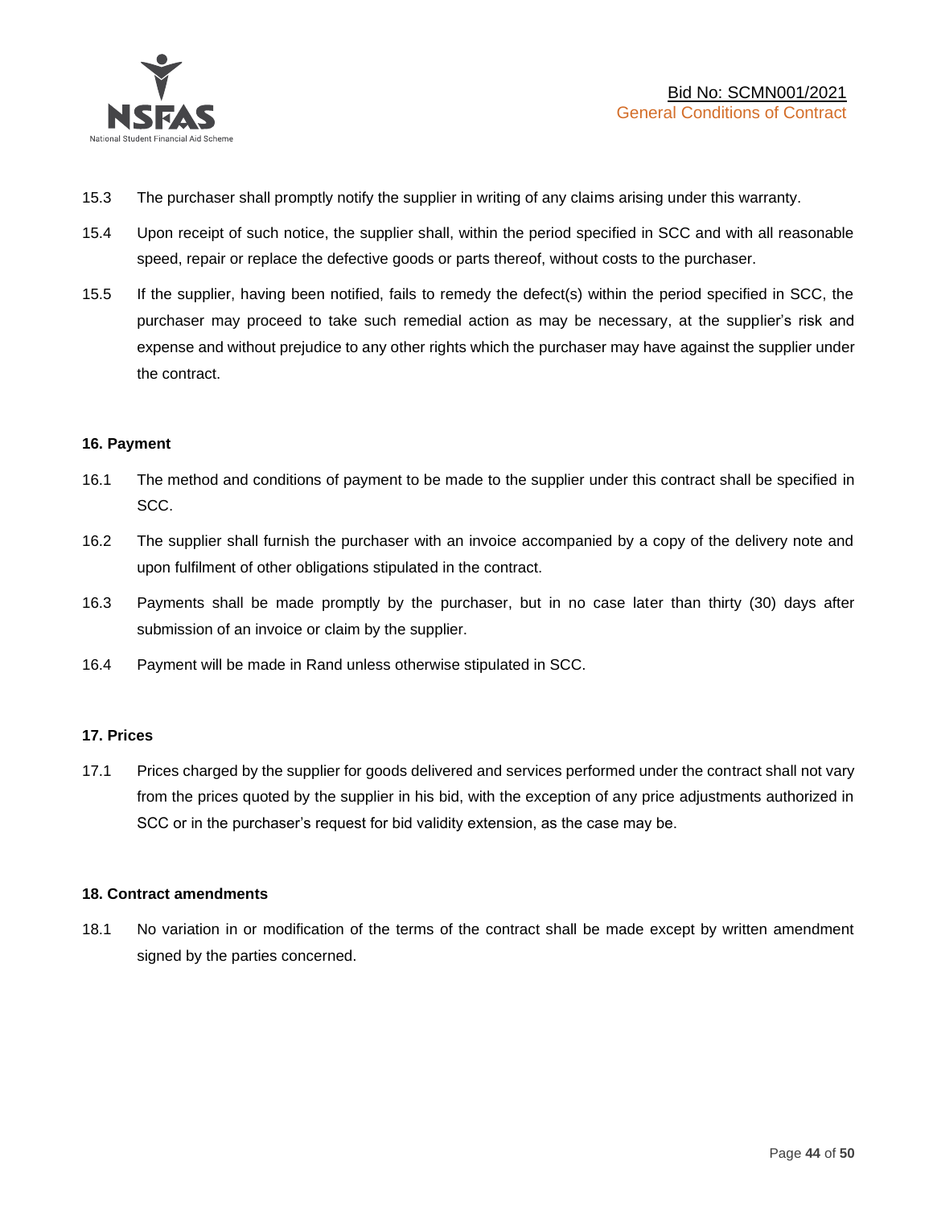15.3 The purchaser shall promptly notify the supplier in writing of any claims arising under this warranty.

15.4 Upon receipt of such notice, the supplier shall, within the period specified in SCC and with all reasonable speed, repair or replace the defective goods or parts thereof, without costs to the purchaser.

15.5 If the supplier, having been notified, fails to remedy the defect(s) within the period specified in SCC, the purchaser may proceed to take such remedial action as may be necessary, at the supplier's risk and expense and without prejudice to any other rights which the purchaser may have against the supplier under the contract.

**16. Payment**

16.1 The method and conditions of payment to be made to the supplier under this contract shall be specified in SCC.

16.2 The supplier shall furnish the purchaser with an invoice accompanied by a copy of the delivery note and upon fulfilment of other obligations stipulated in the contract.

16.3 Payments shall be made promptly by the purchaser, but in no case later than thirty (30) days after submission of an invoice or claim by the supplier.

16.4 Payment will be made in Rand unless otherwise stipulated in SCC.

**17. Prices**

17.1 Prices charged by the supplier for goods delivered and services performed under the contract shall not vary from the prices quoted by the supplier in his bid, with the exception of any price adjustments authorized in SCC or in the purchaser's request for bid validity extension, as the case may be.

**18. Contract amendments**

18.1 No variation in or modification of the terms of the contract shall be made except by written amendment signed by the parties concerned.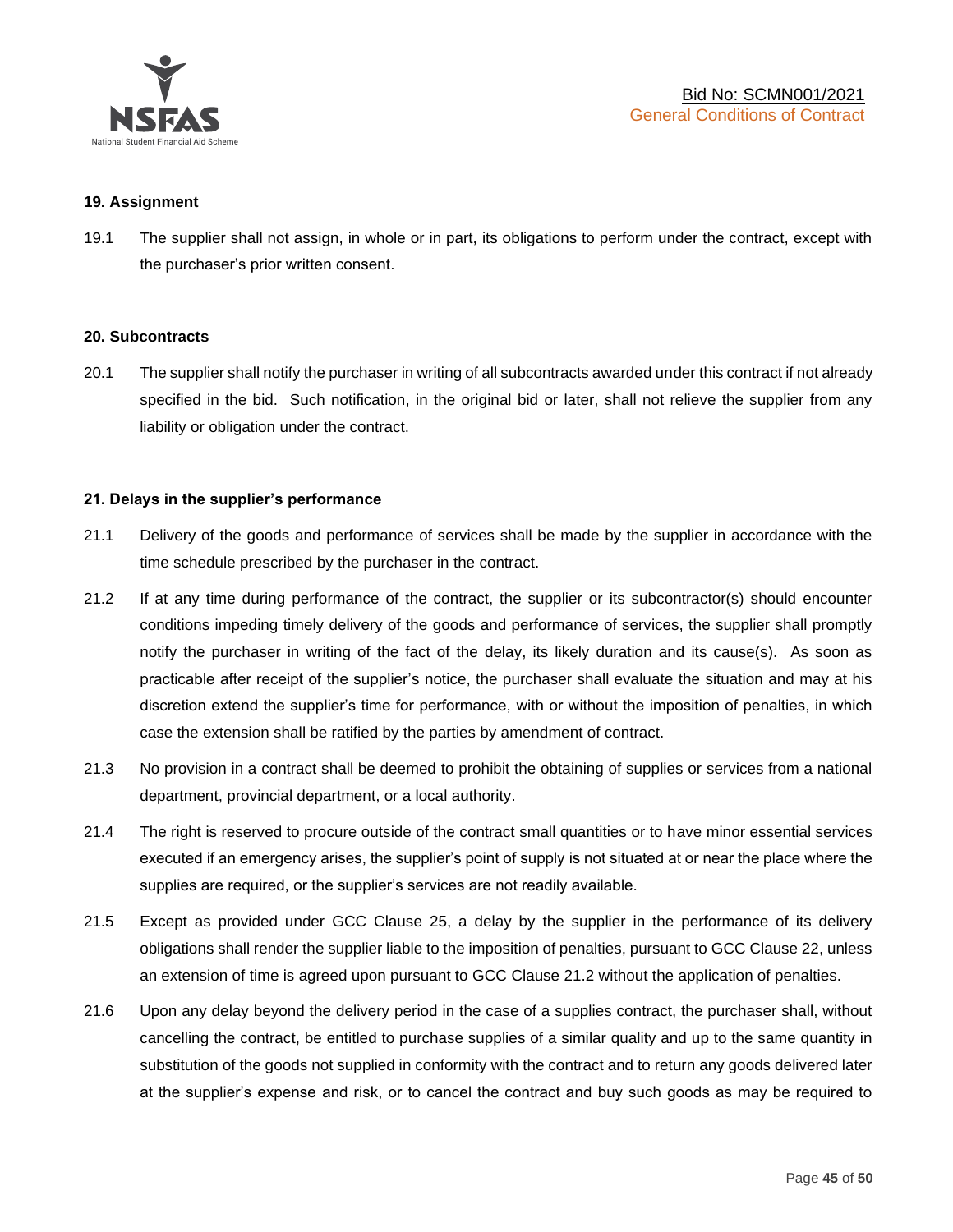## 19. Assignment

19.1 The supplier shall not assign, in whole or in part, its obligations to perform under the contract, except with the purchaser's prior written consent.

## 20. Subcontracts

20.1 The supplier shall notify the purchaser in writing of all subcontracts awarded under this contract if not already specified in the bid. Such notification, in the original bid or later, shall not relieve the supplier from any liability or obligation under the contract.

## 21. Delays in the supplier's performance

21.1 Delivery of the goods and performance of services shall be made by the supplier in accordance with the time schedule prescribed by the purchaser in the contract.

21.2 If at any time during performance of the contract, the supplier or its subcontractor(s) should encounter conditions impeding timely delivery of the goods and performance of services, the supplier shall promptly notify the purchaser in writing of the fact of the delay, its likely duration and its cause(s). As soon as practicable after receipt of the supplier's notice, the purchaser shall evaluate the situation and may at his discretion extend the supplier's time for performance, with or without the imposition of penalties, in which case the extension shall be ratified by the parties by amendment of contract.

21.3 No provision in a contract shall be deemed to prohibit the obtaining of supplies or services from a national department, provincial department, or a local authority.

21.4 The right is reserved to procure outside of the contract small quantities or to have minor essential services executed if an emergency arises, the supplier's point of supply is not situated at or near the place where the supplies are required, or the supplier's services are not readily available.

21.5 Except as provided under GCC Clause 25, a delay by the supplier in the performance of its delivery obligations shall render the supplier liable to the imposition of penalties, pursuant to GCC Clause 22, unless an extension of time is agreed upon pursuant to GCC Clause 21.2 without the application of penalties.

21.6 Upon any delay beyond the delivery period in the case of a supplies contract, the purchaser shall, without cancelling the contract, be entitled to purchase supplies of a similar quality and up to the same quantity in substitution of the goods not supplied in conformity with the contract and to return any goods delivered later at the supplier's expense and risk, or to cancel the contract and buy such goods as may be required to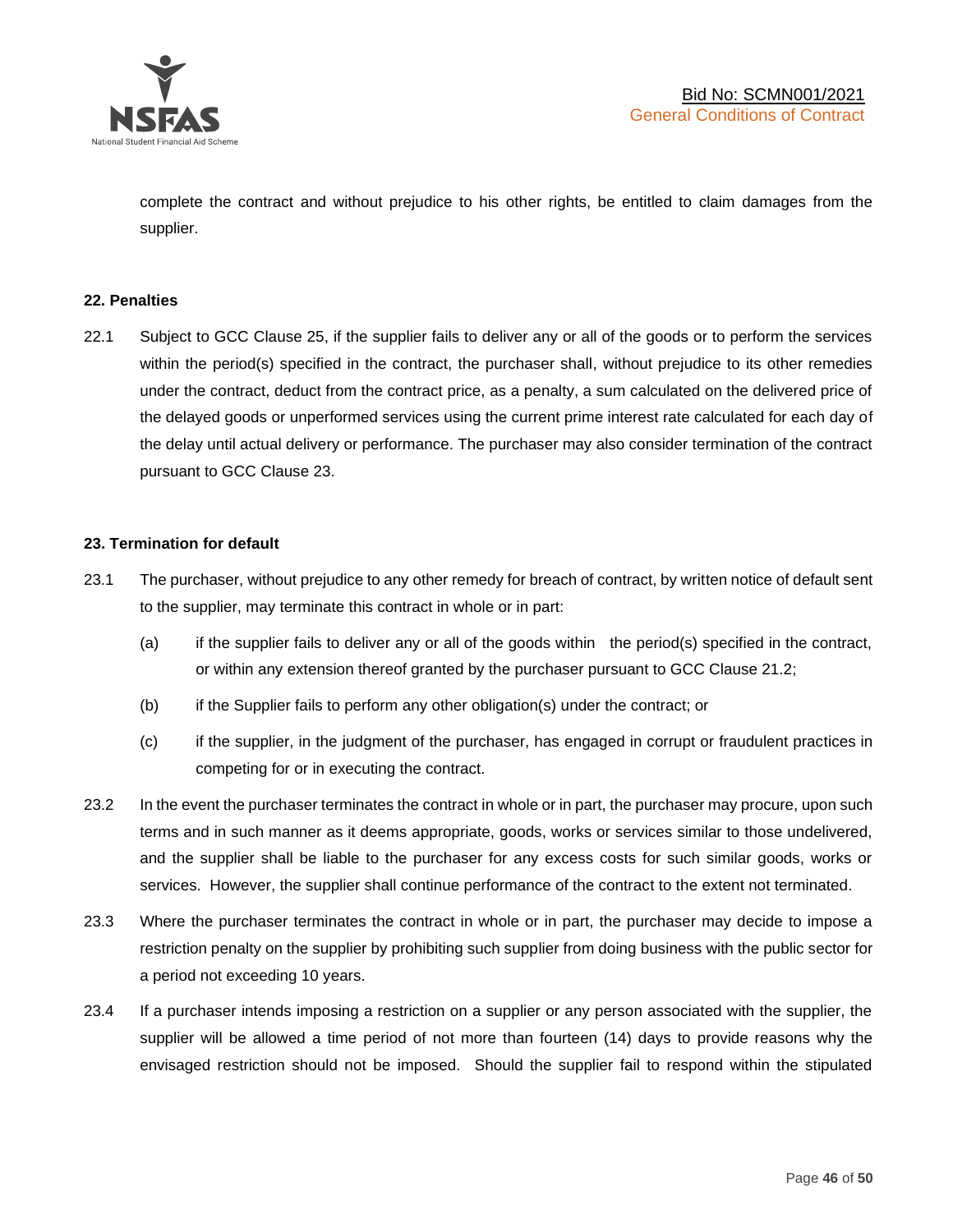complete the contract and without prejudice to his other rights, be entitled to claim damages from the supplier.

**22. Penalties**

22.1 Subject to GCC Clause 25, if the supplier fails to deliver any or all of the goods or to perform the services within the period(s) specified in the contract, the purchaser shall, without prejudice to its other remedies under the contract, deduct from the contract price, as a penalty, a sum calculated on the delivered price of the delayed goods or unperformed services using the current prime interest rate calculated for each day of the delay until actual delivery or performance. The purchaser may also consider termination of the contract pursuant to GCC Clause 23.

**23. Termination for default**

23.1 The purchaser, without prejudice to any other remedy for breach of contract, by written notice of default sent to the supplier, may terminate this contract in whole or in part:

(a) if the supplier fails to deliver any or all of the goods within the period(s) specified in the contract, or within any extension thereof granted by the purchaser pursuant to GCC Clause 21.2;

(b) if the Supplier fails to perform any other obligation(s) under the contract; or

(c) if the supplier, in the judgment of the purchaser, has engaged in corrupt or fraudulent practices in competing for or in executing the contract.

23.2 In the event the purchaser terminates the contract in whole or in part, the purchaser may procure, upon such terms and in such manner as it deems appropriate, goods, works or services similar to those undelivered, and the supplier shall be liable to the purchaser for any excess costs for such similar goods, works or services. However, the supplier shall continue performance of the contract to the extent not terminated.

23.3 Where the purchaser terminates the contract in whole or in part, the purchaser may decide to impose a restriction penalty on the supplier by prohibiting such supplier from doing business with the public sector for a period not exceeding 10 years.

23.4 If a purchaser intends imposing a restriction on a supplier or any person associated with the supplier, the supplier will be allowed a time period of not more than fourteen (14) days to provide reasons why the envisaged restriction should not be imposed. Should the supplier fail to respond within the stipulated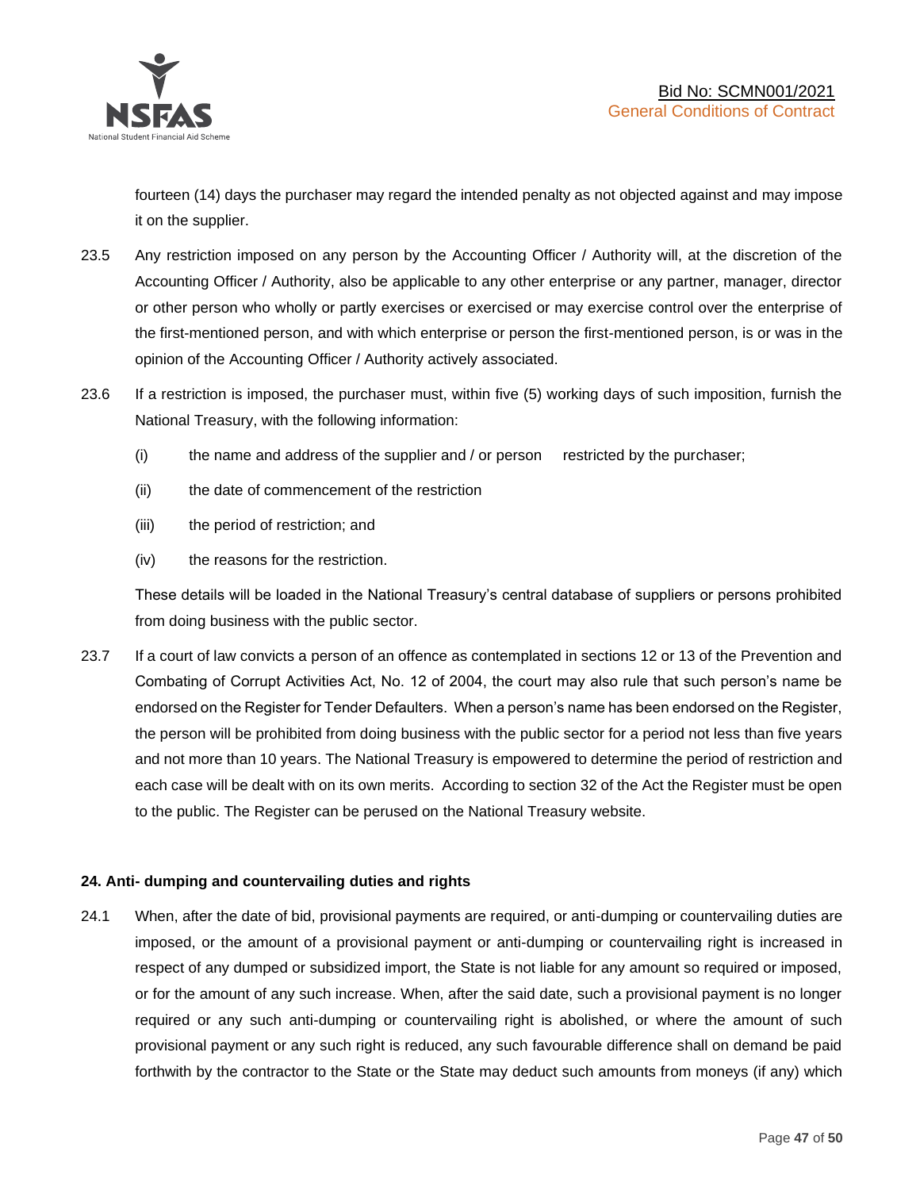fourteen (14) days the purchaser may regard the intended penalty as not objected against and may impose it on the supplier.

23.5 Any restriction imposed on any person by the Accounting Officer / Authority will, at the discretion of the Accounting Officer / Authority, also be applicable to any other enterprise or any partner, manager, director or other person who wholly or partly exercises or exercised or may exercise control over the enterprise of the first-mentioned person, and with which enterprise or person the first-mentioned person, is or was in the opinion of the Accounting Officer / Authority actively associated.

23.6 If a restriction is imposed, the purchaser must, within five (5) working days of such imposition, furnish the National Treasury, with the following information:

(i) the name and address of the supplier and / or person restricted by the purchaser;

(ii) the date of commencement of the restriction

(iii) the period of restriction; and

(iv) the reasons for the restriction.

These details will be loaded in the National Treasury's central database of suppliers or persons prohibited from doing business with the public sector.

23.7 If a court of law convicts a person of an offence as contemplated in sections 12 or 13 of the Prevention and Combating of Corrupt Activities Act, No. 12 of 2004, the court may also rule that such person's name be endorsed on the Register for Tender Defaulters. When a person's name has been endorsed on the Register, the person will be prohibited from doing business with the public sector for a period not less than five years and not more than 10 years. The National Treasury is empowered to determine the period of restriction and each case will be dealt with on its own merits. According to section 32 of the Act the Register must be open to the public. The Register can be perused on the National Treasury website.

**24. Anti- dumping and countervailing duties and rights**

24.1 When, after the date of bid, provisional payments are required, or anti-dumping or countervailing duties are imposed, or the amount of a provisional payment or anti-dumping or countervailing right is increased in respect of any dumped or subsidized import, the State is not liable for any amount so required or imposed, or for the amount of any such increase. When, after the said date, such a provisional payment is no longer required or any such anti-dumping or countervailing right is abolished, or where the amount of such provisional payment or any such right is reduced, any such favourable difference shall on demand be paid forthwith by the contractor to the State or the State may deduct such amounts from moneys (if any) which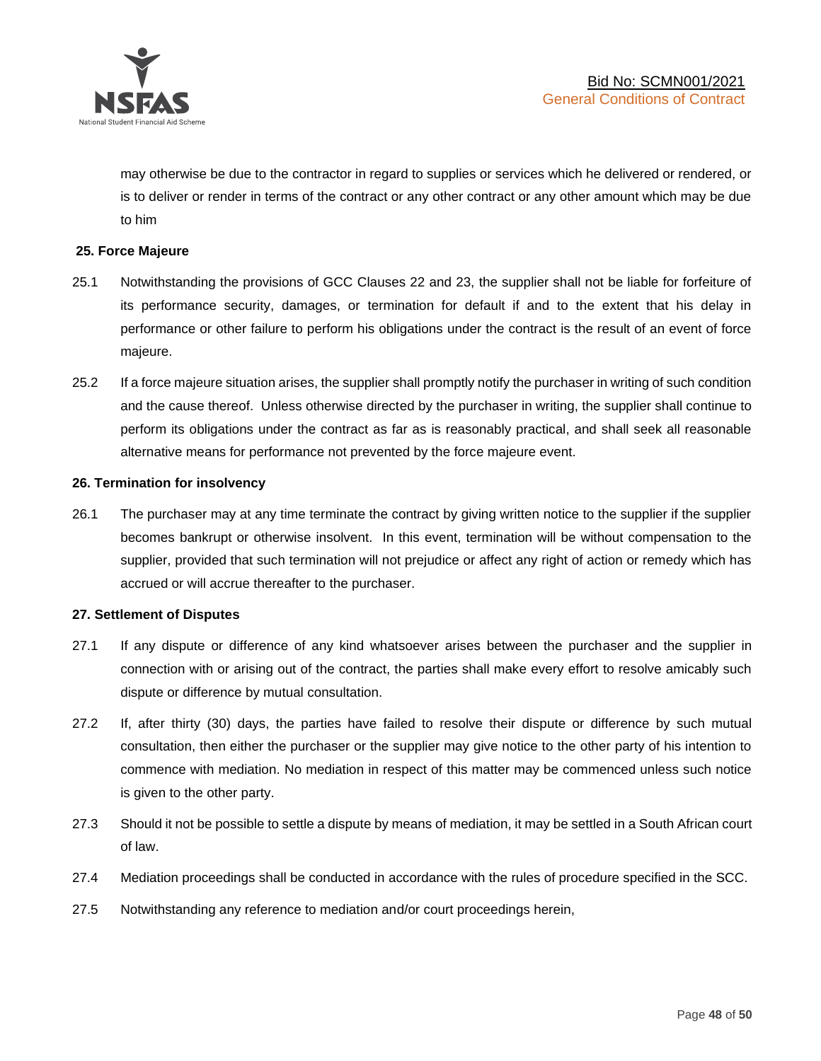may otherwise be due to the contractor in regard to supplies or services which he delivered or rendered, or is to deliver or render in terms of the contract or any other contract or any other amount which may be due to him

**25. Force Majeure**

25.1 Notwithstanding the provisions of GCC Clauses 22 and 23, the supplier shall not be liable for forfeiture of its performance security, damages, or termination for default if and to the extent that his delay in performance or other failure to perform his obligations under the contract is the result of an event of force majeure.

25.2 If a force majeure situation arises, the supplier shall promptly notify the purchaser in writing of such condition and the cause thereof. Unless otherwise directed by the purchaser in writing, the supplier shall continue to perform its obligations under the contract as far as is reasonably practical, and shall seek all reasonable alternative means for performance not prevented by the force majeure event.

**26. Termination for insolvency**

26.1 The purchaser may at any time terminate the contract by giving written notice to the supplier if the supplier becomes bankrupt or otherwise insolvent. In this event, termination will be without compensation to the supplier, provided that such termination will not prejudice or affect any right of action or remedy which has accrued or will accrue thereafter to the purchaser.

**27. Settlement of Disputes**

27.1 If any dispute or difference of any kind whatsoever arises between the purchaser and the supplier in connection with or arising out of the contract, the parties shall make every effort to resolve amicably such dispute or difference by mutual consultation.

27.2 If, after thirty (30) days, the parties have failed to resolve their dispute or difference by such mutual consultation, then either the purchaser or the supplier may give notice to the other party of his intention to commence with mediation. No mediation in respect of this matter may be commenced unless such notice is given to the other party.

27.3 Should it not be possible to settle a dispute by means of mediation, it may be settled in a South African court of law.

27.4 Mediation proceedings shall be conducted in accordance with the rules of procedure specified in the SCC.

27.5 Notwithstanding any reference to mediation and/or court proceedings herein,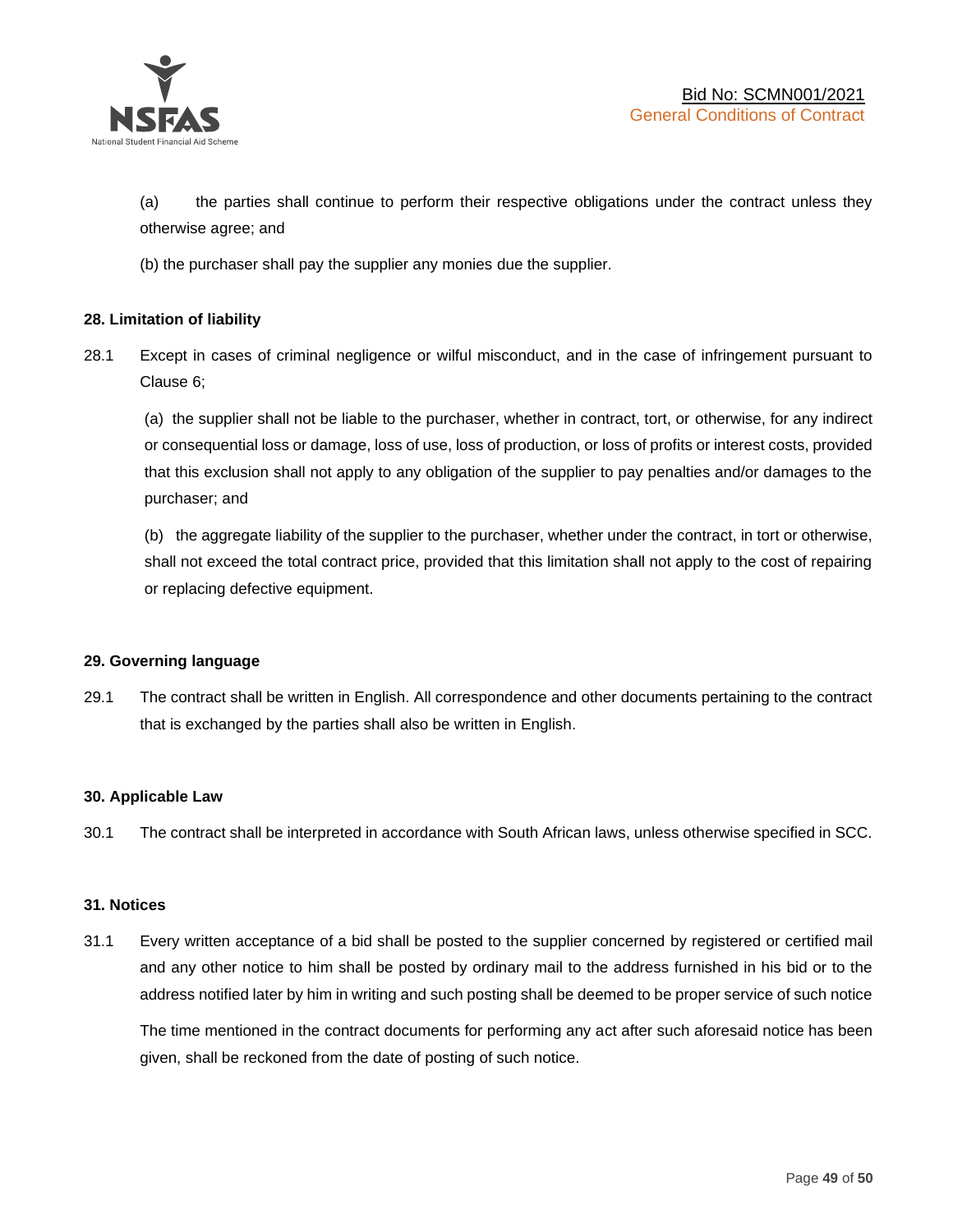(a) the parties shall continue to perform their respective obligations under the contract unless they otherwise agree; and

(b) the purchaser shall pay the supplier any monies due the supplier.

**28. Limitation of liability**

28.1 Except in cases of criminal negligence or wilful misconduct, and in the case of infringement pursuant to Clause 6;

(a) the supplier shall not be liable to the purchaser, whether in contract, tort, or otherwise, for any indirect or consequential loss or damage, loss of use, loss of production, or loss of profits or interest costs, provided that this exclusion shall not apply to any obligation of the supplier to pay penalties and/or damages to the purchaser; and

(b) the aggregate liability of the supplier to the purchaser, whether under the contract, in tort or otherwise, shall not exceed the total contract price, provided that this limitation shall not apply to the cost of repairing or replacing defective equipment.

**29. Governing language**

29.1 The contract shall be written in English. All correspondence and other documents pertaining to the contract that is exchanged by the parties shall also be written in English.

**30. Applicable Law**

30.1 The contract shall be interpreted in accordance with South African laws, unless otherwise specified in SCC.

**31. Notices**

31.1 Every written acceptance of a bid shall be posted to the supplier concerned by registered or certified mail and any other notice to him shall be posted by ordinary mail to the address furnished in his bid or to the address notified later by him in writing and such posting shall be deemed to be proper service of such notice

The time mentioned in the contract documents for performing any act after such aforesaid notice has been given, shall be reckoned from the date of posting of such notice.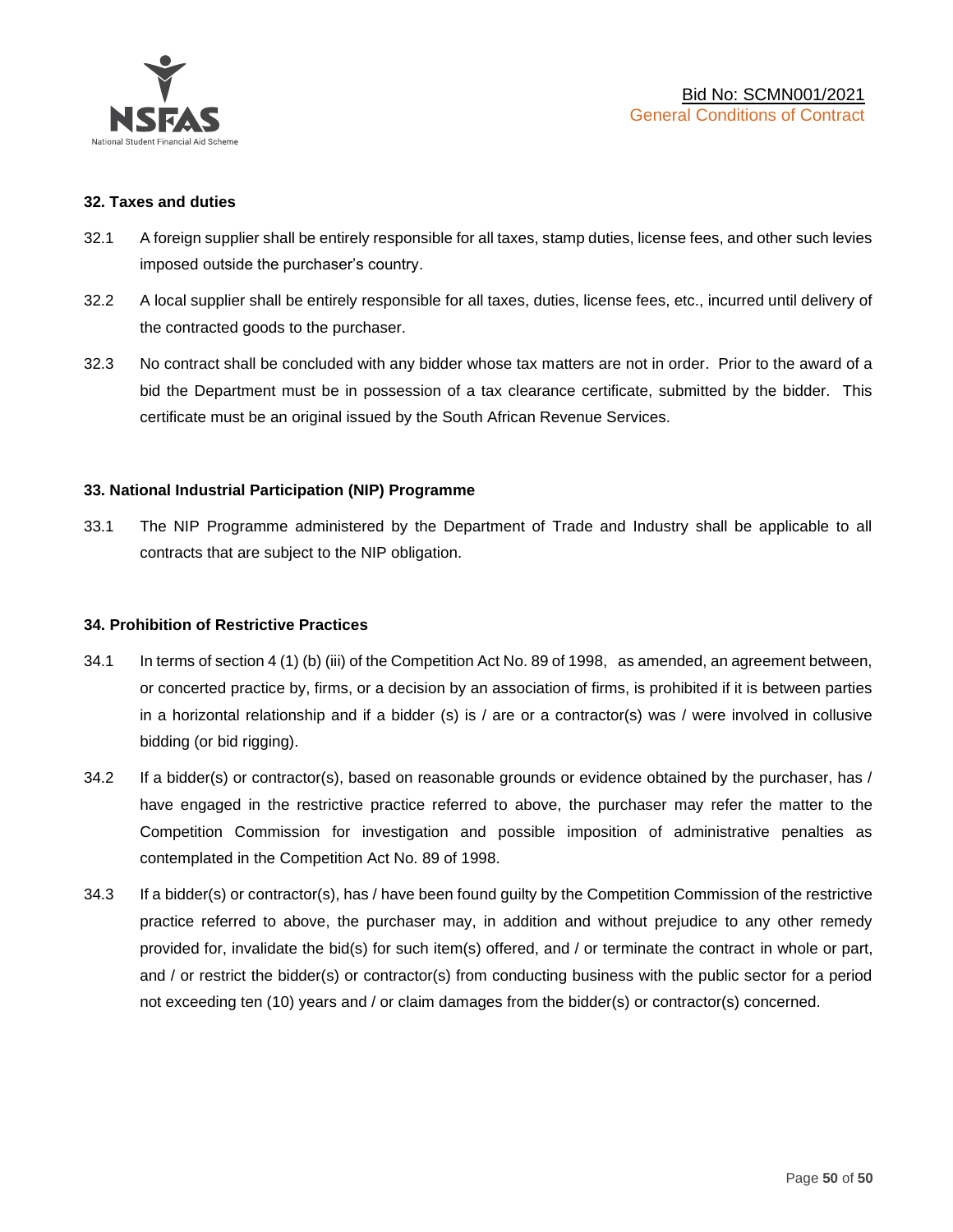### 32. Taxes and duties

32.1 A foreign supplier shall be entirely responsible for all taxes, stamp duties, license fees, and other such levies imposed outside the purchaser's country.

32.2 A local supplier shall be entirely responsible for all taxes, duties, license fees, etc., incurred until delivery of the contracted goods to the purchaser.

32.3 No contract shall be concluded with any bidder whose tax matters are not in order. Prior to the award of a bid the Department must be in possession of a tax clearance certificate, submitted by the bidder. This certificate must be an original issued by the South African Revenue Services.

### 33. National Industrial Participation (NIP) Programme

33.1 The NIP Programme administered by the Department of Trade and Industry shall be applicable to all contracts that are subject to the NIP obligation.

### 34. Prohibition of Restrictive Practices

34.1 In terms of section 4 (1) (b) (iii) of the Competition Act No. 89 of 1998, as amended, an agreement between, or concerted practice by, firms, or a decision by an association of firms, is prohibited if it is between parties in a horizontal relationship and if a bidder (s) is / are or a contractor(s) was / were involved in collusive bidding (or bid rigging).

34.2 If a bidder(s) or contractor(s), based on reasonable grounds or evidence obtained by the purchaser, has / have engaged in the restrictive practice referred to above, the purchaser may refer the matter to the Competition Commission for investigation and possible imposition of administrative penalties as contemplated in the Competition Act No. 89 of 1998.

34.3 If a bidder(s) or contractor(s), has / have been found guilty by the Competition Commission of the restrictive practice referred to above, the purchaser may, in addition and without prejudice to any other remedy provided for, invalidate the bid(s) for such item(s) offered, and / or terminate the contract in whole or part, and / or restrict the bidder(s) or contractor(s) from conducting business with the public sector for a period not exceeding ten (10) years and / or claim damages from the bidder(s) or contractor(s) concerned.